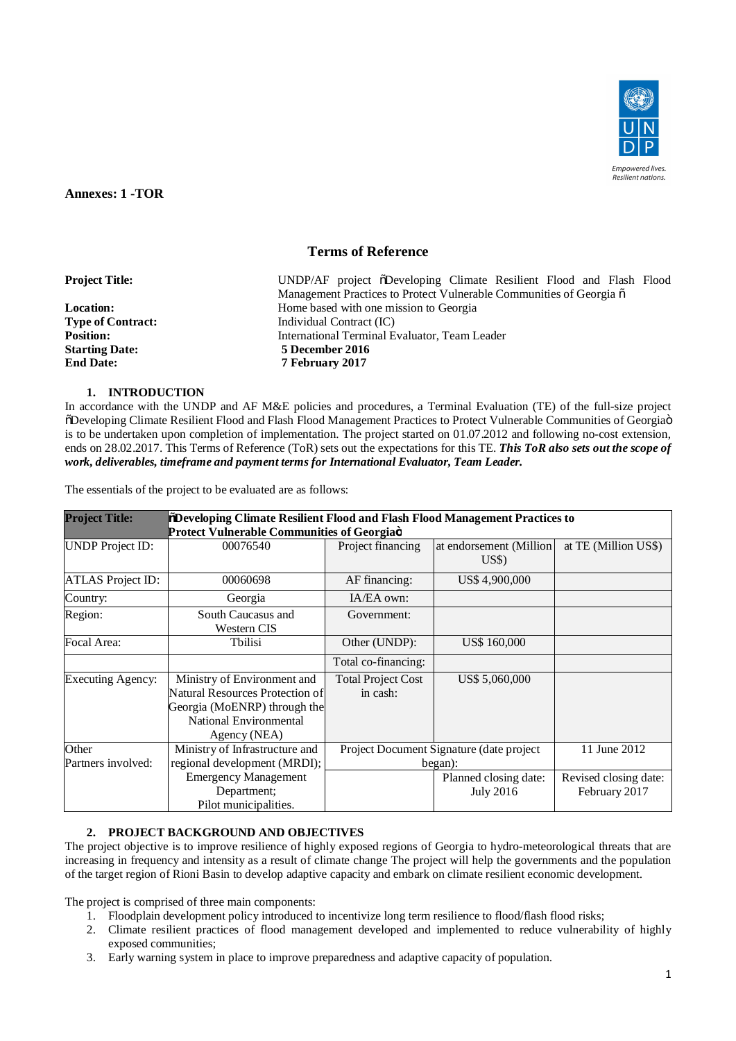**Annexes: 1 -TOR**

## Terms of Reference

| | |
|---|---|
| **Project Title:** | UNDP/AF project "Developing Climate Resilient Flood and Flash Flood Management Practices to Protect Vulnerable Communities of Georgia " |
| **Location:** | Home based with one mission to Georgia |
| **Type of Contract:** | Individual Contract (IC) |
| **Position:** | International Terminal Evaluator, Team Leader |
| **Starting Date:** | **5 December 2016** |
| **End Date:** | **7 February 2017** |

### 1. INTRODUCTION

In accordance with the UNDP and AF M&E policies and procedures, a Terminal Evaluation (TE) of the full-size project "Developing Climate Resilient Flood and Flash Flood Management Practices to Protect Vulnerable Communities of Georgia" is to be undertaken upon completion of implementation. The project started on 01.07.2012 and following no-cost extension, ends on 28.02.2017. This Terms of Reference (ToR) sets out the expectations for this TE. ***This ToR also sets out the scope of work, deliverables, timeframe and payment terms for International Evaluator, Team Leader.***

The essentials of the project to be evaluated are as follows:

| **Project Title:** | **"Developing Climate Resilient Flood and Flash Flood Management Practices to Protect Vulnerable Communities of Georgia"** | | | |
|---|---|---|---|---|
| UNDP Project ID: | 00076540 | Project financing | at endorsement (Million US$) | at TE (Million US$) |
| ATLAS Project ID: | 00060698 | AF financing: | US$ 4,900,000 | |
| Country: | Georgia | IA/EA own: | | |
| Region: | South Caucasus and Western CIS | Government: | | |
| Focal Area: | Tbilisi | Other (UNDP): | US$ 160,000 | |
| | | Total co-financing: | | |
| Executing Agency: | Ministry of Environment and Natural Resources Protection of Georgia (MoENRP) through the National Environmental Agency (NEA) | Total Project Cost in cash: | US$ 5,060,000 | |
| Other Partners involved: | Ministry of Infrastructure and regional development (MRDI); Emergency Management Department; Pilot municipalities. | Project Document Signature (date project began): | | 11 June 2012 |
| | | | Planned closing date: July 2016 | Revised closing date: February 2017 |

### 2. PROJECT BACKGROUND AND OBJECTIVES

The project objective is to improve resilience of highly exposed regions of Georgia to hydro-meteorological threats that are increasing in frequency and intensity as a result of climate change The project will help the governments and the population of the target region of Rioni Basin to develop adaptive capacity and embark on climate resilient economic development.

The project is comprised of three main components:

1. Floodplain development policy introduced to incentivize long term resilience to flood/flash flood risks;
2. Climate resilient practices of flood management developed and implemented to reduce vulnerability of highly exposed communities;
3. Early warning system in place to improve preparedness and adaptive capacity of population.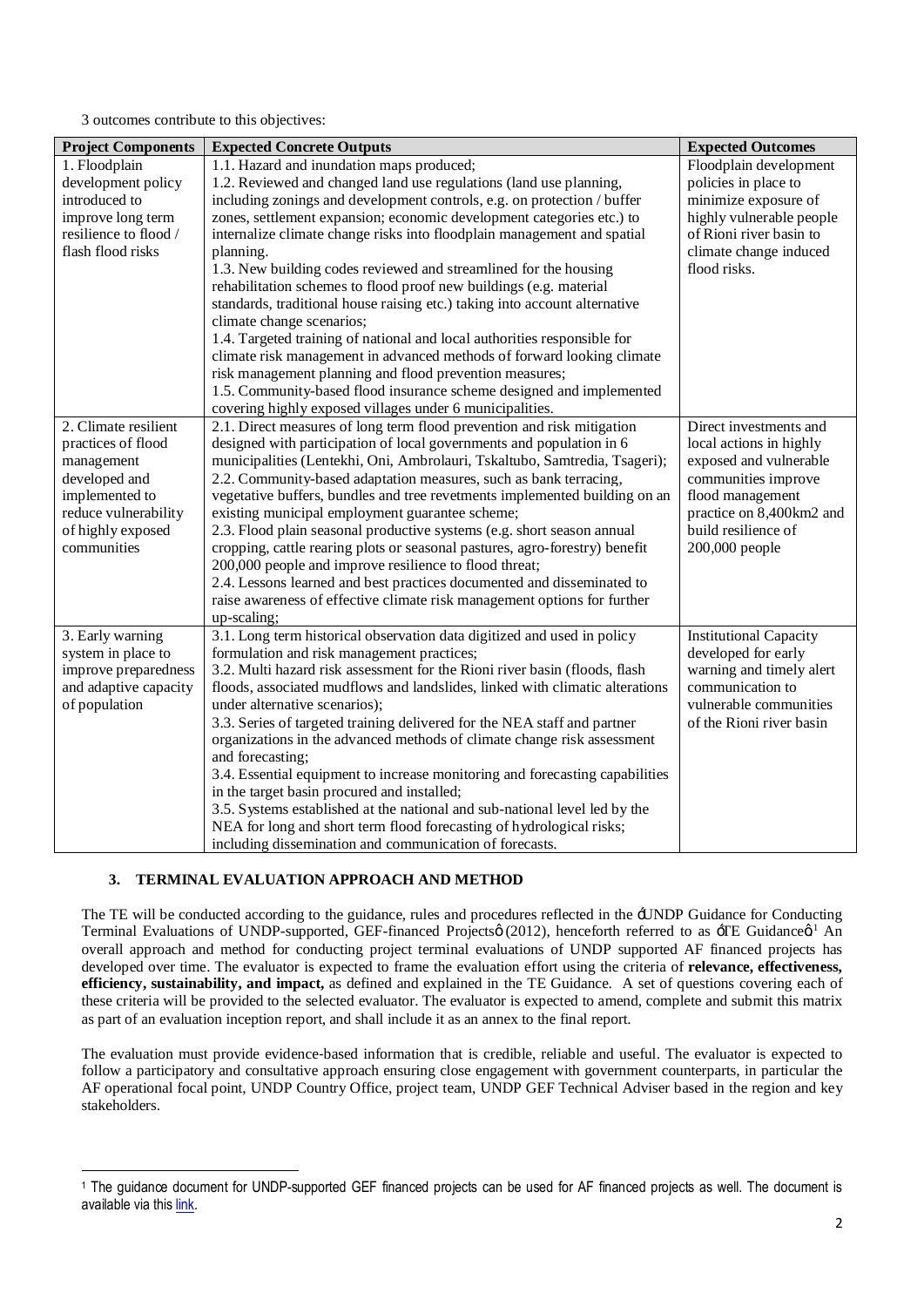3 outcomes contribute to this objectives:

| Project Components | Expected Concrete Outputs | Expected Outcomes |
|---|---|---|
| 1. Floodplain development policy introduced to improve long term resilience to flood / flash flood risks | 1.1. Hazard and inundation maps produced;<br>1.2. Reviewed and changed land use regulations (land use planning, including zonings and development controls, e.g. on protection / buffer zones, settlement expansion; economic development categories etc.) to internalize climate change risks into floodplain management and spatial planning.<br>1.3. New building codes reviewed and streamlined for the housing rehabilitation schemes to flood proof new buildings (e.g. material standards, traditional house raising etc.) taking into account alternative climate change scenarios;<br>1.4. Targeted training of national and local authorities responsible for climate risk management in advanced methods of forward looking climate risk management planning and flood prevention measures;<br>1.5. Community-based flood insurance scheme designed and implemented covering highly exposed villages under 6 municipalities. | Floodplain development policies in place to minimize exposure of highly vulnerable people of Rioni river basin to climate change induced flood risks. |
| 2. Climate resilient practices of flood management developed and implemented to reduce vulnerability of highly exposed communities | 2.1. Direct measures of long term flood prevention and risk mitigation designed with participation of local governments and population in 6 municipalities (Lentekhi, Oni, Ambrolauri, Tskaltubo, Samtredia, Tsageri);<br>2.2. Community-based adaptation measures, such as bank terracing, vegetative buffers, bundles and tree revetments implemented building on an existing municipal employment guarantee scheme;<br>2.3. Flood plain seasonal productive systems (e.g. short season annual cropping, cattle rearing plots or seasonal pastures, agro-forestry) benefit 200,000 people and improve resilience to flood threat;<br>2.4. Lessons learned and best practices documented and disseminated to raise awareness of effective climate risk management options for further up-scaling; | Direct investments and local actions in highly exposed and vulnerable communities improve flood management practice on 8,400km2 and build resilience of 200,000 people |
| 3. Early warning system in place to improve preparedness and adaptive capacity of population | 3.1. Long term historical observation data digitized and used in policy formulation and risk management practices;<br>3.2. Multi hazard risk assessment for the Rioni river basin (floods, flash floods, associated mudflows and landslides, linked with climatic alterations under alternative scenarios);<br>3.3. Series of targeted training delivered for the NEA staff and partner organizations in the advanced methods of climate change risk assessment and forecasting;<br>3.4. Essential equipment to increase monitoring and forecasting capabilities in the target basin procured and installed;<br>3.5. Systems established at the national and sub-national level led by the NEA for long and short term flood forecasting of hydrological risks; including dissemination and communication of forecasts. | Institutional Capacity developed for early warning and timely alert communication to vulnerable communities of the Rioni river basin |

## 3. TERMINAL EVALUATION APPROACH AND METHOD

The TE will be conducted according to the guidance, rules and procedures reflected in the 'UNDP Guidance for Conducting Terminal Evaluations of UNDP-supported, GEF-financed Projects' (2012), henceforth referred to as 'TE Guidance'[1] An overall approach and method for conducting project terminal evaluations of UNDP supported AF financed projects has developed over time. The evaluator is expected to frame the evaluation effort using the criteria of **relevance, effectiveness, efficiency, sustainability, and impact,** as defined and explained in the TE Guidance. A set of questions covering each of these criteria will be provided to the selected evaluator. The evaluator is expected to amend, complete and submit this matrix as part of an evaluation inception report, and shall include it as an annex to the final report.

The evaluation must provide evidence-based information that is credible, reliable and useful. The evaluator is expected to follow a participatory and consultative approach ensuring close engagement with government counterparts, in particular the AF operational focal point, UNDP Country Office, project team, UNDP GEF Technical Adviser based in the region and key stakeholders.

[1] The guidance document for UNDP-supported GEF financed projects can be used for AF financed projects as well. The document is available via this link.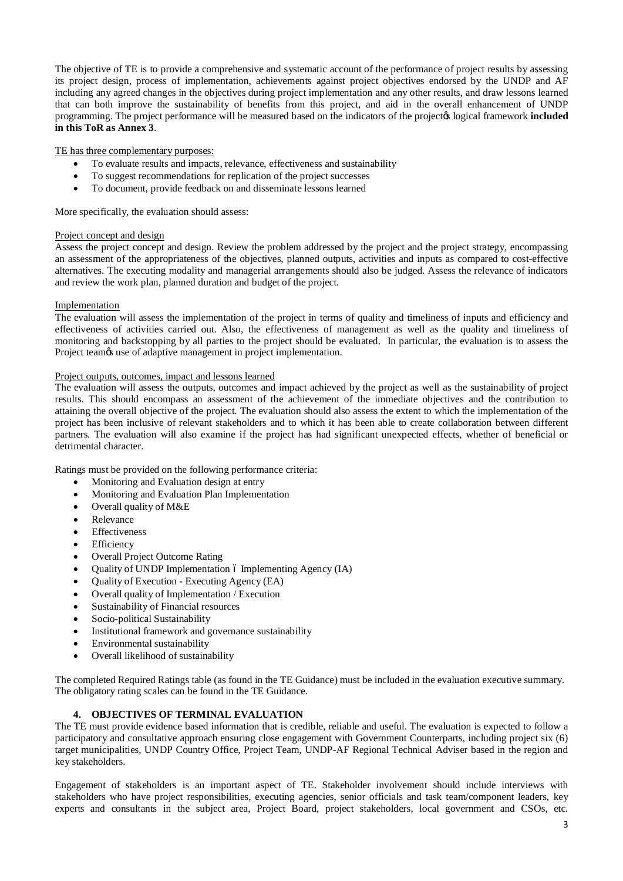The objective of TE is to provide a comprehensive and systematic account of the performance of project results by assessing its project design, process of implementation, achievements against project objectives endorsed by the UNDP and AF including any agreed changes in the objectives during project implementation and any other results, and draw lessons learned that can both improve the sustainability of benefits from this project, and aid in the overall enhancement of UNDP programming. The project performance will be measured based on the indicators of the project's logical framework **included in this ToR as Annex 3**.

TE has three complementary purposes:

- To evaluate results and impacts, relevance, effectiveness and sustainability
- To suggest recommendations for replication of the project successes
- To document, provide feedback on and disseminate lessons learned

More specifically, the evaluation should assess:

Project concept and design

Assess the project concept and design. Review the problem addressed by the project and the project strategy, encompassing an assessment of the appropriateness of the objectives, planned outputs, activities and inputs as compared to cost-effective alternatives. The executing modality and managerial arrangements should also be judged. Assess the relevance of indicators and review the work plan, planned duration and budget of the project.

Implementation

The evaluation will assess the implementation of the project in terms of quality and timeliness of inputs and efficiency and effectiveness of activities carried out. Also, the effectiveness of management as well as the quality and timeliness of monitoring and backstopping by all parties to the project should be evaluated. In particular, the evaluation is to assess the Project team's use of adaptive management in project implementation.

Project outputs, outcomes, impact and lessons learned

The evaluation will assess the outputs, outcomes and impact achieved by the project as well as the sustainability of project results. This should encompass an assessment of the achievement of the immediate objectives and the contribution to attaining the overall objective of the project. The evaluation should also assess the extent to which the implementation of the project has been inclusive of relevant stakeholders and to which it has been able to create collaboration between different partners. The evaluation will also examine if the project has had significant unexpected effects, whether of beneficial or detrimental character.

Ratings must be provided on the following performance criteria:

- Monitoring and Evaluation design at entry
- Monitoring and Evaluation Plan Implementation
- Overall quality of M&E
- Relevance
- Effectiveness
- Efficiency
- Overall Project Outcome Rating
- Quality of UNDP Implementation – Implementing Agency (IA)
- Quality of Execution - Executing Agency (EA)
- Overall quality of Implementation / Execution
- Sustainability of Financial resources
- Socio-political Sustainability
- Institutional framework and governance sustainability
- Environmental sustainability
- Overall likelihood of sustainability

The completed Required Ratings table (as found in the TE Guidance) must be included in the evaluation executive summary. The obligatory rating scales can be found in the TE Guidance.

## 4. OBJECTIVES OF TERMINAL EVALUATION

The TE must provide evidence based information that is credible, reliable and useful. The evaluation is expected to follow a participatory and consultative approach ensuring close engagement with Government Counterparts, including project six (6) target municipalities, UNDP Country Office, Project Team, UNDP-AF Regional Technical Adviser based in the region and key stakeholders.

Engagement of stakeholders is an important aspect of TE. Stakeholder involvement should include interviews with stakeholders who have project responsibilities, executing agencies, senior officials and task team/component leaders, key experts and consultants in the subject area, Project Board, project stakeholders, local government and CSOs, etc.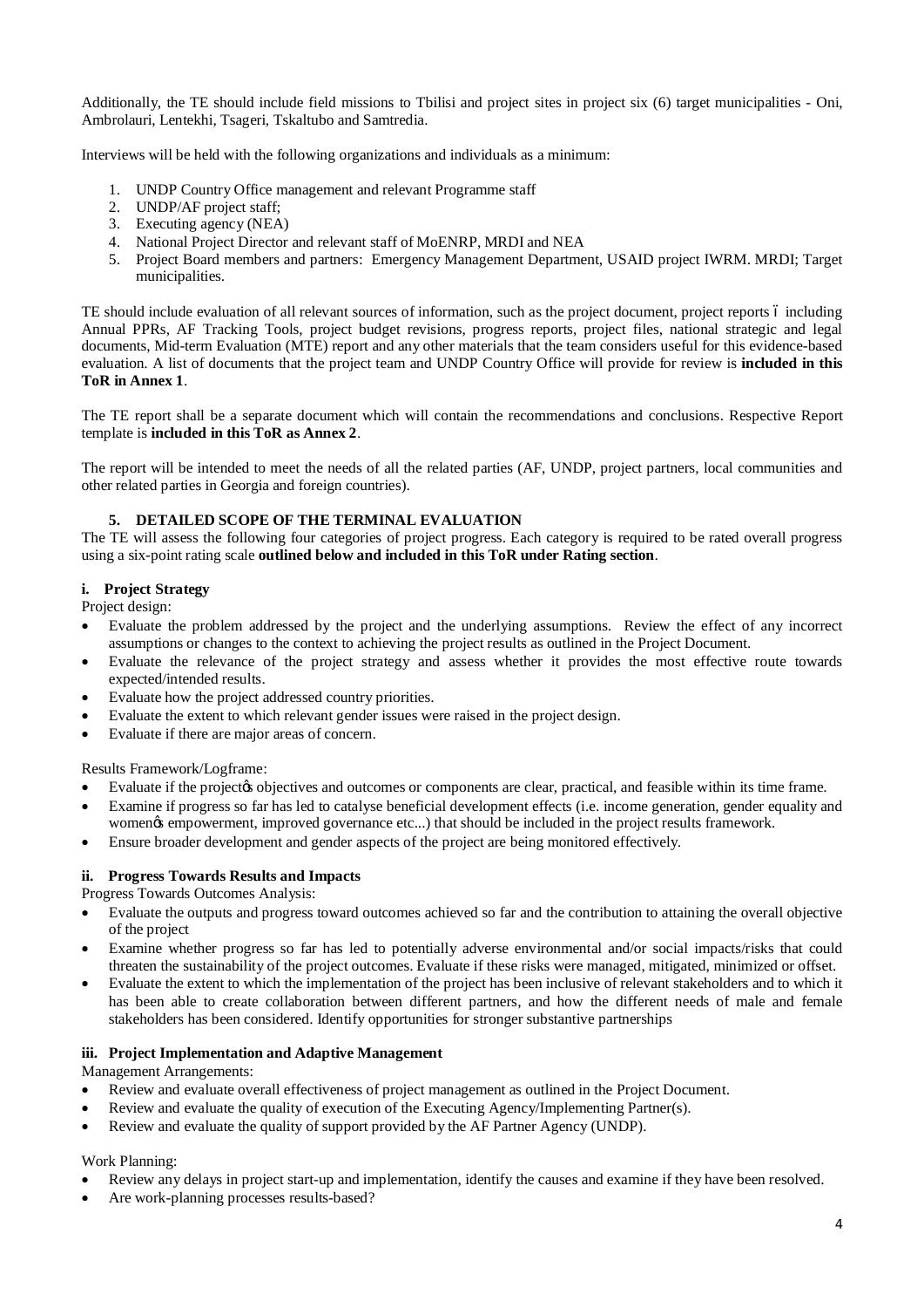Additionally, the TE should include field missions to Tbilisi and project sites in project six (6) target municipalities - Oni, Ambrolauri, Lentekhi, Tsageri, Tskaltubo and Samtredia.

Interviews will be held with the following organizations and individuals as a minimum:

1. UNDP Country Office management and relevant Programme staff
2. UNDP/AF project staff;
3. Executing agency (NEA)
4. National Project Director and relevant staff of MoENRP, MRDI and NEA
5. Project Board members and partners: Emergency Management Department, USAID project IWRM. MRDI; Target municipalities.

TE should include evaluation of all relevant sources of information, such as the project document, project reports – including Annual PPRs, AF Tracking Tools, project budget revisions, progress reports, project files, national strategic and legal documents, Mid-term Evaluation (MTE) report and any other materials that the team considers useful for this evidence-based evaluation. A list of documents that the project team and UNDP Country Office will provide for review is **included in this ToR in Annex 1**.

The TE report shall be a separate document which will contain the recommendations and conclusions. Respective Report template is **included in this ToR as Annex 2**.

The report will be intended to meet the needs of all the related parties (AF, UNDP, project partners, local communities and other related parties in Georgia and foreign countries).

## 5. DETAILED SCOPE OF THE TERMINAL EVALUATION

The TE will assess the following four categories of project progress. Each category is required to be rated overall progress using a six-point rating scale **outlined below and included in this ToR under Rating section**.

### i. Project Strategy

Project design:

- Evaluate the problem addressed by the project and the underlying assumptions. Review the effect of any incorrect assumptions or changes to the context to achieving the project results as outlined in the Project Document.
- Evaluate the relevance of the project strategy and assess whether it provides the most effective route towards expected/intended results.
- Evaluate how the project addressed country priorities.
- Evaluate the extent to which relevant gender issues were raised in the project design.
- Evaluate if there are major areas of concern.

Results Framework/Logframe:

- Evaluate if the project's objectives and outcomes or components are clear, practical, and feasible within its time frame.
- Examine if progress so far has led to catalyse beneficial development effects (i.e. income generation, gender equality and women's empowerment, improved governance etc...) that should be included in the project results framework.
- Ensure broader development and gender aspects of the project are being monitored effectively.

### ii. Progress Towards Results and Impacts

Progress Towards Outcomes Analysis:

- Evaluate the outputs and progress toward outcomes achieved so far and the contribution to attaining the overall objective of the project
- Examine whether progress so far has led to potentially adverse environmental and/or social impacts/risks that could threaten the sustainability of the project outcomes. Evaluate if these risks were managed, mitigated, minimized or offset.
- Evaluate the extent to which the implementation of the project has been inclusive of relevant stakeholders and to which it has been able to create collaboration between different partners, and how the different needs of male and female stakeholders has been considered. Identify opportunities for stronger substantive partnerships

### iii. Project Implementation and Adaptive Management

Management Arrangements:

- Review and evaluate overall effectiveness of project management as outlined in the Project Document.
- Review and evaluate the quality of execution of the Executing Agency/Implementing Partner(s).
- Review and evaluate the quality of support provided by the AF Partner Agency (UNDP).

Work Planning:

- Review any delays in project start-up and implementation, identify the causes and examine if they have been resolved.
- Are work-planning processes results-based?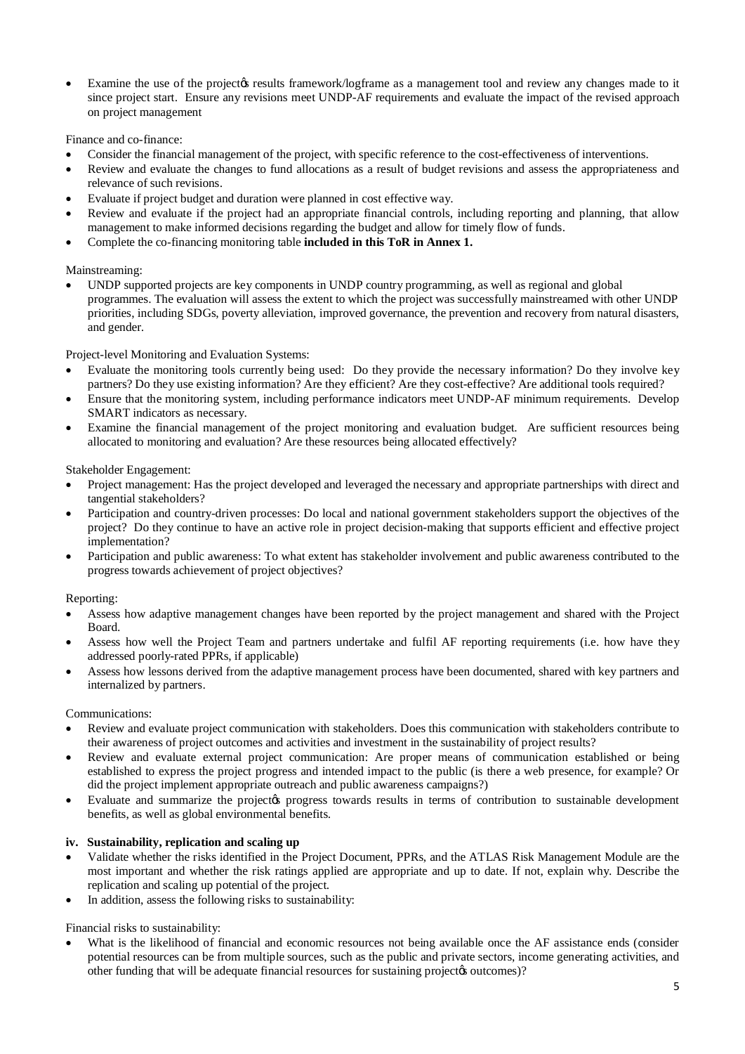- Examine the use of the projectós results framework/logframe as a management tool and review any changes made to it since project start. Ensure any revisions meet UNDP-AF requirements and evaluate the impact of the revised approach on project management

Finance and co-finance:

- Consider the financial management of the project, with specific reference to the cost-effectiveness of interventions.
- Review and evaluate the changes to fund allocations as a result of budget revisions and assess the appropriateness and relevance of such revisions.
- Evaluate if project budget and duration were planned in cost effective way.
- Review and evaluate if the project had an appropriate financial controls, including reporting and planning, that allow management to make informed decisions regarding the budget and allow for timely flow of funds.
- Complete the co-financing monitoring table **included in this ToR in Annex 1.**

Mainstreaming:

- UNDP supported projects are key components in UNDP country programming, as well as regional and global programmes. The evaluation will assess the extent to which the project was successfully mainstreamed with other UNDP priorities, including SDGs, poverty alleviation, improved governance, the prevention and recovery from natural disasters, and gender.

Project-level Monitoring and Evaluation Systems:

- Evaluate the monitoring tools currently being used: Do they provide the necessary information? Do they involve key partners? Do they use existing information? Are they efficient? Are they cost-effective? Are additional tools required?
- Ensure that the monitoring system, including performance indicators meet UNDP-AF minimum requirements. Develop SMART indicators as necessary.
- Examine the financial management of the project monitoring and evaluation budget. Are sufficient resources being allocated to monitoring and evaluation? Are these resources being allocated effectively?

Stakeholder Engagement:

- Project management: Has the project developed and leveraged the necessary and appropriate partnerships with direct and tangential stakeholders?
- Participation and country-driven processes: Do local and national government stakeholders support the objectives of the project? Do they continue to have an active role in project decision-making that supports efficient and effective project implementation?
- Participation and public awareness: To what extent has stakeholder involvement and public awareness contributed to the progress towards achievement of project objectives?

Reporting:

- Assess how adaptive management changes have been reported by the project management and shared with the Project Board.
- Assess how well the Project Team and partners undertake and fulfil AF reporting requirements (i.e. how have they addressed poorly-rated PPRs, if applicable)
- Assess how lessons derived from the adaptive management process have been documented, shared with key partners and internalized by partners.

Communications:

- Review and evaluate project communication with stakeholders. Does this communication with stakeholders contribute to their awareness of project outcomes and activities and investment in the sustainability of project results?
- Review and evaluate external project communication: Are proper means of communication established or being established to express the project progress and intended impact to the public (is there a web presence, for example? Or did the project implement appropriate outreach and public awareness campaigns?)
- Evaluate and summarize the projectós progress towards results in terms of contribution to sustainable development benefits, as well as global environmental benefits.

**iv. Sustainability, replication and scaling up**

- Validate whether the risks identified in the Project Document, PPRs, and the ATLAS Risk Management Module are the most important and whether the risk ratings applied are appropriate and up to date. If not, explain why. Describe the replication and scaling up potential of the project.
- In addition, assess the following risks to sustainability:

Financial risks to sustainability:

- What is the likelihood of financial and economic resources not being available once the AF assistance ends (consider potential resources can be from multiple sources, such as the public and private sectors, income generating activities, and other funding that will be adequate financial resources for sustaining projectós outcomes)?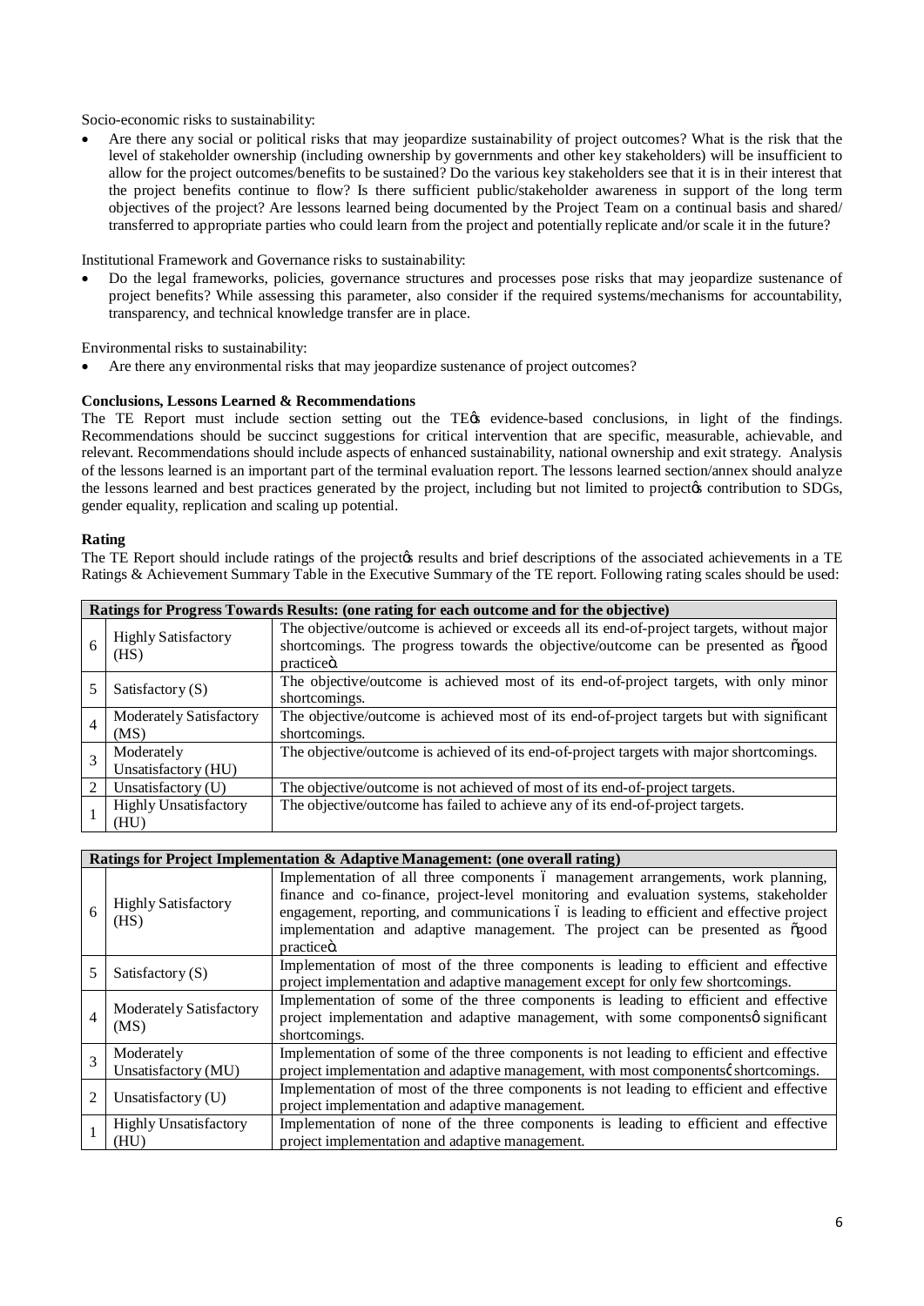Socio-economic risks to sustainability:

- Are there any social or political risks that may jeopardize sustainability of project outcomes? What is the risk that the level of stakeholder ownership (including ownership by governments and other key stakeholders) will be insufficient to allow for the project outcomes/benefits to be sustained? Do the various key stakeholders see that it is in their interest that the project benefits continue to flow? Is there sufficient public/stakeholder awareness in support of the long term objectives of the project? Are lessons learned being documented by the Project Team on a continual basis and shared/ transferred to appropriate parties who could learn from the project and potentially replicate and/or scale it in the future?

Institutional Framework and Governance risks to sustainability:

- Do the legal frameworks, policies, governance structures and processes pose risks that may jeopardize sustenance of project benefits? While assessing this parameter, also consider if the required systems/mechanisms for accountability, transparency, and technical knowledge transfer are in place.

Environmental risks to sustainability:

- Are there any environmental risks that may jeopardize sustenance of project outcomes?

**Conclusions, Lessons Learned & Recommendations**

The TE Report must include section setting out the TE's evidence-based conclusions, in light of the findings. Recommendations should be succinct suggestions for critical intervention that are specific, measurable, achievable, and relevant. Recommendations should include aspects of enhanced sustainability, national ownership and exit strategy. Analysis of the lessons learned is an important part of the terminal evaluation report. The lessons learned section/annex should analyze the lessons learned and best practices generated by the project, including but not limited to project's contribution to SDGs, gender equality, replication and scaling up potential.

**Rating**

The TE Report should include ratings of the project's results and brief descriptions of the associated achievements in a TE Ratings & Achievement Summary Table in the Executive Summary of the TE report. Following rating scales should be used:

| **Ratings for Progress Towards Results: (one rating for each outcome and for the objective)** | | |
|---|---|---|
| 6 | Highly Satisfactory (HS) | The objective/outcome is achieved or exceeds all its end-of-project targets, without major shortcomings. The progress towards the objective/outcome can be presented as "good practice". |
| 5 | Satisfactory (S) | The objective/outcome is achieved most of its end-of-project targets, with only minor shortcomings. |
| 4 | Moderately Satisfactory (MS) | The objective/outcome is achieved most of its end-of-project targets but with significant shortcomings. |
| 3 | Moderately Unsatisfactory (HU) | The objective/outcome is achieved of its end-of-project targets with major shortcomings. |
| 2 | Unsatisfactory (U) | The objective/outcome is not achieved of most of its end-of-project targets. |
| 1 | Highly Unsatisfactory (HU) | The objective/outcome has failed to achieve any of its end-of-project targets. |

| **Ratings for Project Implementation & Adaptive Management: (one overall rating)** | | |
|---|---|---|
| 6 | Highly Satisfactory (HS) | Implementation of all three components – management arrangements, work planning, finance and co-finance, project-level monitoring and evaluation systems, stakeholder engagement, reporting, and communications – is leading to efficient and effective project implementation and adaptive management. The project can be presented as "good practice". |
| 5 | Satisfactory (S) | Implementation of most of the three components is leading to efficient and effective project implementation and adaptive management except for only few shortcomings. |
| 4 | Moderately Satisfactory (MS) | Implementation of some of the three components is leading to efficient and effective project implementation and adaptive management, with some components' significant shortcomings. |
| 3 | Moderately Unsatisfactory (MU) | Implementation of some of the three components is not leading to efficient and effective project implementation and adaptive management, with most components' shortcomings. |
| 2 | Unsatisfactory (U) | Implementation of most of the three components is not leading to efficient and effective project implementation and adaptive management. |
| 1 | Highly Unsatisfactory (HU) | Implementation of none of the three components is leading to efficient and effective project implementation and adaptive management. |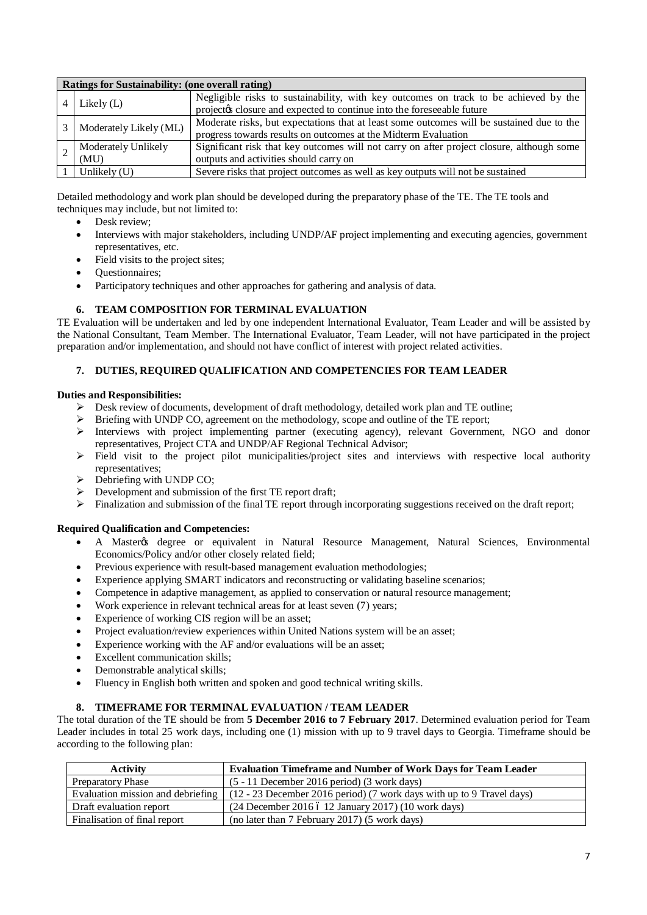| Ratings for Sustainability: (one overall rating) | | |
|---|---|---|
| 4 | Likely (L) | Negligible risks to sustainability, with key outcomes on track to be achieved by the project's closure and expected to continue into the foreseeable future |
| 3 | Moderately Likely (ML) | Moderate risks, but expectations that at least some outcomes will be sustained due to the progress towards results on outcomes at the Midterm Evaluation |
| 2 | Moderately Unlikely (MU) | Significant risk that key outcomes will not carry on after project closure, although some outputs and activities should carry on |
| 1 | Unlikely (U) | Severe risks that project outcomes as well as key outputs will not be sustained |

Detailed methodology and work plan should be developed during the preparatory phase of the TE. The TE tools and techniques may include, but not limited to:

- Desk review;
- Interviews with major stakeholders, including UNDP/AF project implementing and executing agencies, government representatives, etc.
- Field visits to the project sites;
- Questionnaires;
- Participatory techniques and other approaches for gathering and analysis of data.

## 6. TEAM COMPOSITION FOR TERMINAL EVALUATION

TE Evaluation will be undertaken and led by one independent International Evaluator, Team Leader and will be assisted by the National Consultant, Team Member. The International Evaluator, Team Leader, will not have participated in the project preparation and/or implementation, and should not have conflict of interest with project related activities.

## 7. DUTIES, REQUIRED QUALIFICATION AND COMPETENCIES FOR TEAM LEADER

**Duties and Responsibilities:**

- Desk review of documents, development of draft methodology, detailed work plan and TE outline;
- Briefing with UNDP CO, agreement on the methodology, scope and outline of the TE report;
- Interviews with project implementing partner (executing agency), relevant Government, NGO and donor representatives, Project CTA and UNDP/AF Regional Technical Advisor;
- Field visit to the project pilot municipalities/project sites and interviews with respective local authority representatives;
- Debriefing with UNDP CO;
- Development and submission of the first TE report draft;
- Finalization and submission of the final TE report through incorporating suggestions received on the draft report;

**Required Qualification and Competencies:**

- A Master's degree or equivalent in Natural Resource Management, Natural Sciences, Environmental Economics/Policy and/or other closely related field;
- Previous experience with result-based management evaluation methodologies;
- Experience applying SMART indicators and reconstructing or validating baseline scenarios;
- Competence in adaptive management, as applied to conservation or natural resource management;
- Work experience in relevant technical areas for at least seven (7) years;
- Experience of working CIS region will be an asset;
- Project evaluation/review experiences within United Nations system will be an asset;
- Experience working with the AF and/or evaluations will be an asset;
- Excellent communication skills;
- Demonstrable analytical skills;
- Fluency in English both written and spoken and good technical writing skills.

## 8. TIMEFRAME FOR TERMINAL EVALUATION / TEAM LEADER

The total duration of the TE should be from **5 December 2016 to 7 February 2017**. Determined evaluation period for Team Leader includes in total 25 work days, including one (1) mission with up to 9 travel days to Georgia. Timeframe should be according to the following plan:

| Activity | Evaluation Timeframe and Number of Work Days for Team Leader |
|---|---|
| Preparatory Phase | (5 - 11 December 2016 period) (3 work days) |
| Evaluation mission and debriefing | (12 - 23 December 2016 period) (7 work days with up to 9 Travel days) |
| Draft evaluation report | (24 December 2016 – 12 January 2017) (10 work days) |
| Finalisation of final report | (no later than 7 February 2017) (5 work days) |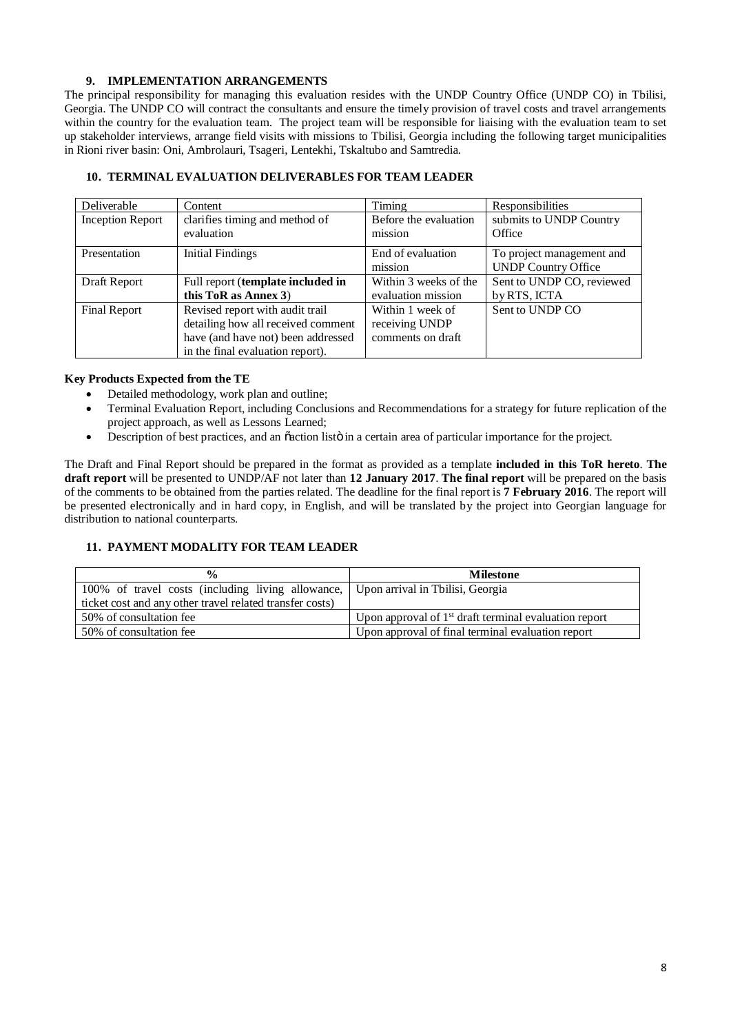### 9. IMPLEMENTATION ARRANGEMENTS

The principal responsibility for managing this evaluation resides with the UNDP Country Office (UNDP CO) in Tbilisi, Georgia. The UNDP CO will contract the consultants and ensure the timely provision of travel costs and travel arrangements within the country for the evaluation team. The project team will be responsible for liaising with the evaluation team to set up stakeholder interviews, arrange field visits with missions to Tbilisi, Georgia including the following target municipalities in Rioni river basin: Oni, Ambrolauri, Tsageri, Lentekhi, Tskaltubo and Samtredia.

### 10. TERMINAL EVALUATION DELIVERABLES FOR TEAM LEADER

| Deliverable | Content | Timing | Responsibilities |
|---|---|---|---|
| Inception Report | clarifies timing and method of evaluation | Before the evaluation mission | submits to UNDP Country Office |
| Presentation | Initial Findings | End of evaluation mission | To project management and UNDP Country Office |
| Draft Report | Full report (**template included in this ToR as Annex 3**) | Within 3 weeks of the evaluation mission | Sent to UNDP CO, reviewed by RTS, ICTA |
| Final Report | Revised report with audit trail detailing how all received comment have (and have not) been addressed in the final evaluation report). | Within 1 week of receiving UNDP comments on draft | Sent to UNDP CO |

**Key Products Expected from the TE**

- Detailed methodology, work plan and outline;
- Terminal Evaluation Report, including Conclusions and Recommendations for a strategy for future replication of the project approach, as well as Lessons Learned;
- Description of best practices, and an "action list" in a certain area of particular importance for the project.

The Draft and Final Report should be prepared in the format as provided as a template **included in this ToR hereto**. **The draft report** will be presented to UNDP/AF not later than **12 January 2017**. **The final report** will be prepared on the basis of the comments to be obtained from the parties related. The deadline for the final report is **7 February 2016**. The report will be presented electronically and in hard copy, in English, and will be translated by the project into Georgian language for distribution to national counterparts.

### 11. PAYMENT MODALITY FOR TEAM LEADER

| % | Milestone |
|---|---|
| 100% of travel costs (including living allowance, ticket cost and any other travel related transfer costs) | Upon arrival in Tbilisi, Georgia |
| 50% of consultation fee | Upon approval of 1st draft terminal evaluation report |
| 50% of consultation fee | Upon approval of final terminal evaluation report |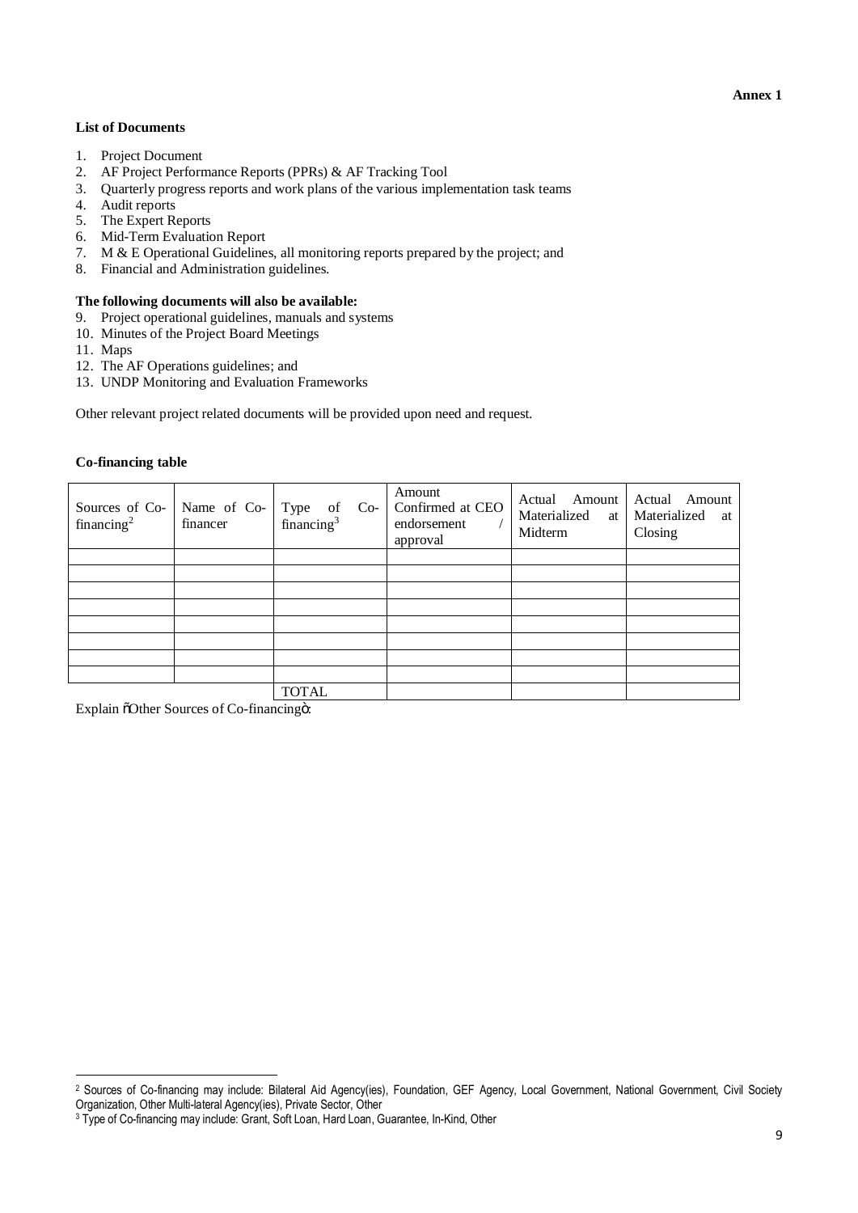**Annex 1**

**List of Documents**

1. Project Document
2. AF Project Performance Reports (PPRs) & AF Tracking Tool
3. Quarterly progress reports and work plans of the various implementation task teams
4. Audit reports
5. The Expert Reports
6. Mid-Term Evaluation Report
7. M & E Operational Guidelines, all monitoring reports prepared by the project; and
8. Financial and Administration guidelines.

**The following documents will also be available:**

9. Project operational guidelines, manuals and systems
10. Minutes of the Project Board Meetings
11. Maps
12. The AF Operations guidelines; and
13. UNDP Monitoring and Evaluation Frameworks

Other relevant project related documents will be provided upon need and request.

**Co-financing table**

| Sources of Co-financing[2] | Name of Co-financer | Type of Co-financing[3] | Amount Confirmed at CEO endorsement / approval | Actual Amount Materialized at Midterm | Actual Amount Materialized at Closing |
|---|---|---|---|---|---|
| | | | | | |
| | | | | | |
| | | | | | |
| | | | | | |
| | | | | | |
| | | | | | |
| | | | | | |
| | | | | | |
| | | TOTAL | | | |

Explain "Other Sources of Co-financing":

[2] Sources of Co-financing may include: Bilateral Aid Agency(ies), Foundation, GEF Agency, Local Government, National Government, Civil Society Organization, Other Multi-lateral Agency(ies), Private Sector, Other

[3] Type of Co-financing may include: Grant, Soft Loan, Hard Loan, Guarantee, In-Kind, Other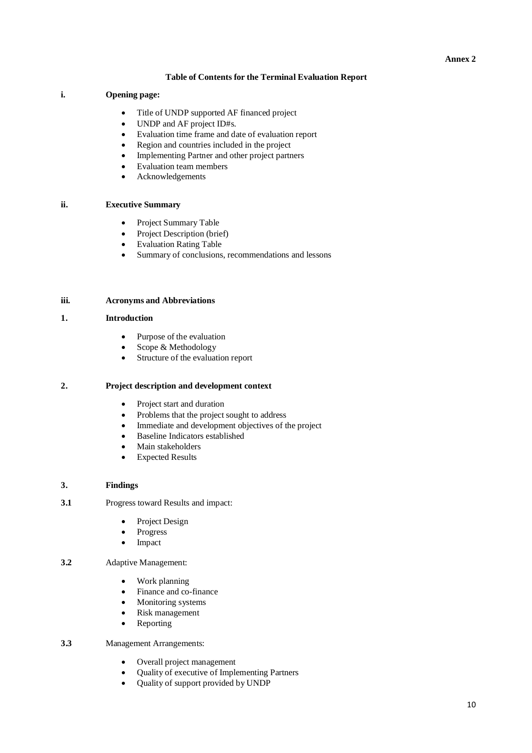**Annex 2**

## Table of Contents for the Terminal Evaluation Report

**i. Opening page:**

- Title of UNDP supported AF financed project
- UNDP and AF project ID#s.
- Evaluation time frame and date of evaluation report
- Region and countries included in the project
- Implementing Partner and other project partners
- Evaluation team members
- Acknowledgements

**ii. Executive Summary**

- Project Summary Table
- Project Description (brief)
- Evaluation Rating Table
- Summary of conclusions, recommendations and lessons

**iii. Acronyms and Abbreviations**

**1. Introduction**

- Purpose of the evaluation
- Scope & Methodology
- Structure of the evaluation report

**2. Project description and development context**

- Project start and duration
- Problems that the project sought to address
- Immediate and development objectives of the project
- Baseline Indicators established
- Main stakeholders
- Expected Results

**3. Findings**

**3.1** Progress toward Results and impact:

- Project Design
- Progress
- Impact

**3.2** Adaptive Management:

- Work planning
- Finance and co-finance
- Monitoring systems
- Risk management
- Reporting

**3.3** Management Arrangements:

- Overall project management
- Quality of executive of Implementing Partners
- Quality of support provided by UNDP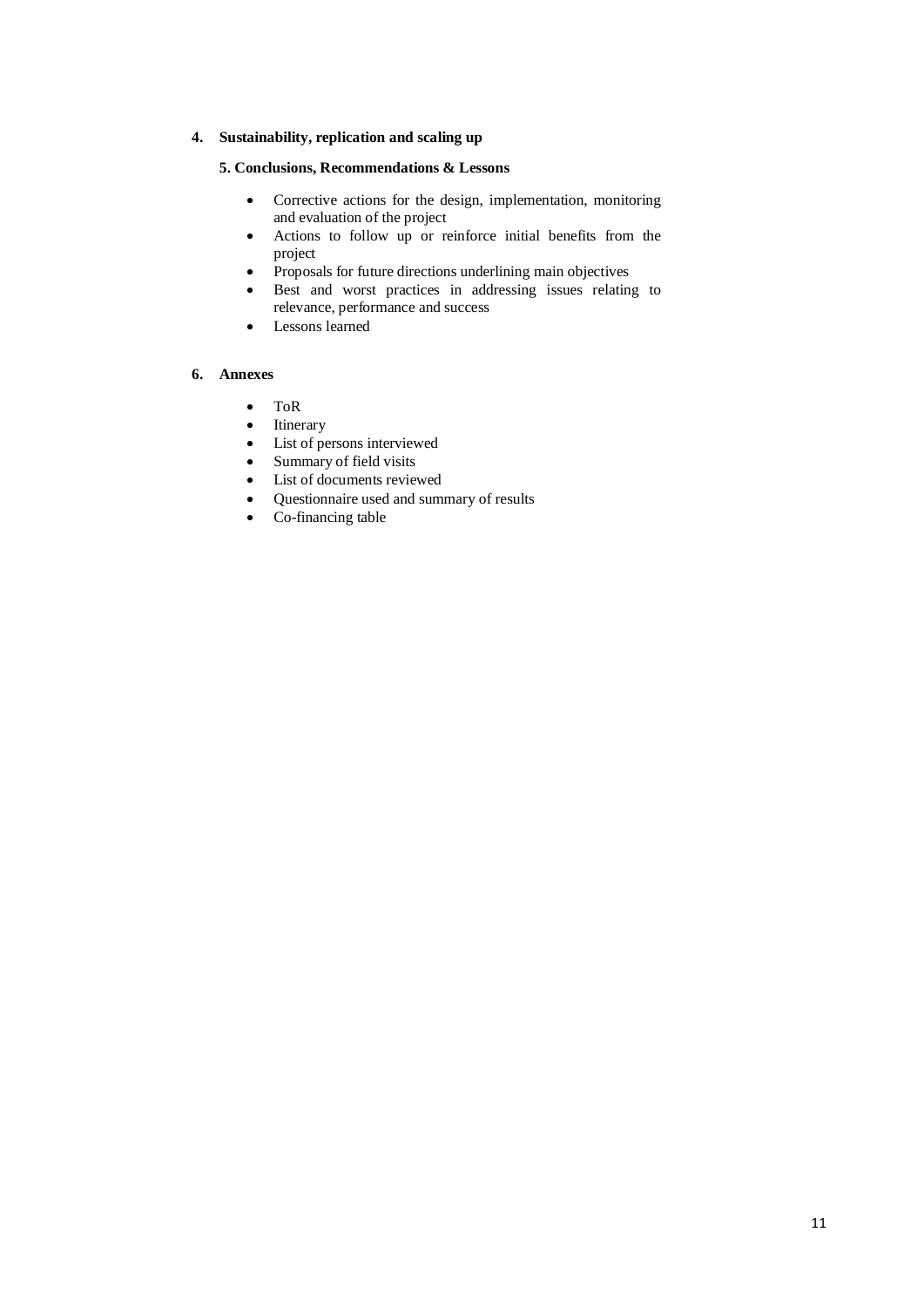**4. Sustainability, replication and scaling up**

**5. Conclusions, Recommendations & Lessons**

- Corrective actions for the design, implementation, monitoring and evaluation of the project
- Actions to follow up or reinforce initial benefits from the project
- Proposals for future directions underlining main objectives
- Best and worst practices in addressing issues relating to relevance, performance and success
- Lessons learned

**6. Annexes**

- ToR
- Itinerary
- List of persons interviewed
- Summary of field visits
- List of documents reviewed
- Questionnaire used and summary of results
- Co-financing table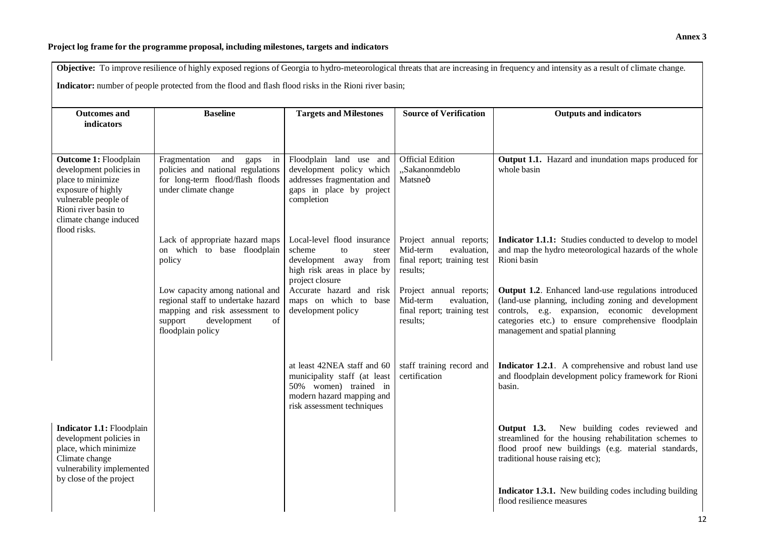**Annex 3**

**Project log frame for the programme proposal, including milestones, targets and indicators**

**Objective:** To improve resilience of highly exposed regions of Georgia to hydro-meteorological threats that are increasing in frequency and intensity as a result of climate change.

**Indicator:** number of people protected from the flood and flash flood risks in the Rioni river basin;

| Outcomes and indicators | Baseline | Targets and Milestones | Source of Verification | Outputs and indicators |
|---|---|---|---|---|
| **Outcome 1:** Floodplain development policies in place to minimize exposure of highly vulnerable people of Rioni river basin to climate change induced flood risks. | Fragmentation and gaps in policies and national regulations for long-term flood/flash floods under climate change | Floodplain land use and development policy which addresses fragmentation and gaps in place by project completion | Official Edition „Sakanonmdeblo Matsneò | **Output 1.1.** Hazard and inundation maps produced for whole basin |
| | Lack of appropriate hazard maps on which to base floodplain policy | Local-level flood insurance scheme to steer development away from high risk areas in place by project closure | Project annual reports; Mid-term evaluation, final report; training test results; | **Indicator 1.1.1:** Studies conducted to develop to model and map the hydro meteorological hazards of the whole Rioni basin |
| | Low capacity among national and regional staff to undertake hazard mapping and risk assessment to support development of floodplain policy | Accurate hazard and risk maps on which to base development policy | Project annual reports; Mid-term evaluation, final report; training test results; | **Output 1.2**. Enhanced land-use regulations introduced (land-use planning, including zoning and development controls, e.g. expansion, economic development categories etc.) to ensure comprehensive floodplain management and spatial planning |
| | | at least 42NEA staff and 60 municipality staff (at least 50% women) trained in modern hazard mapping and risk assessment techniques | staff training record and certification | **Indicator 1.2.1**. A comprehensive and robust land use and floodplain development policy framework for Rioni basin. |
| **Indicator 1.1:** Floodplain development policies in place, which minimize Climate change vulnerability implemented by close of the project | | | | **Output 1.3.** New building codes reviewed and streamlined for the housing rehabilitation schemes to flood proof new buildings (e.g. material standards, traditional house raising etc); |
| | | | | **Indicator 1.3.1.** New building codes including building flood resilience measures |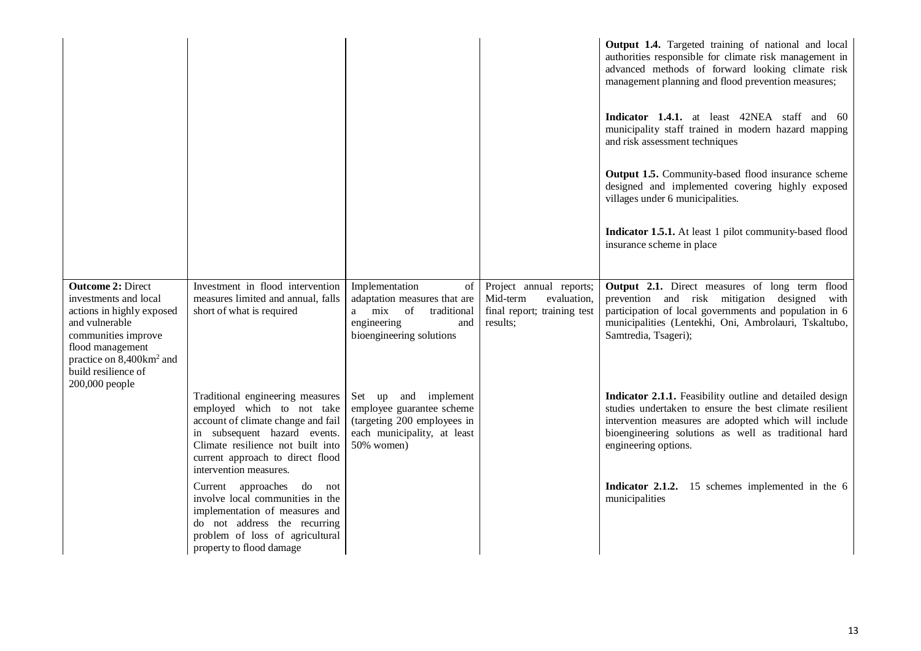| | | | | |
|---|---|---|---|---|
| | | | | **Output 1.4.** Targeted training of national and local authorities responsible for climate risk management in advanced methods of forward looking climate risk management planning and flood prevention measures;<br><br>**Indicator 1.4.1.** at least 42NEA staff and 60 municipality staff trained in modern hazard mapping and risk assessment techniques<br><br>**Output 1.5.** Community-based flood insurance scheme designed and implemented covering highly exposed villages under 6 municipalities.<br><br>**Indicator 1.5.1.** At least 1 pilot community-based flood insurance scheme in place |
| **Outcome 2:** Direct investments and local actions in highly exposed and vulnerable communities improve flood management practice on 8,400km$^2$ and build resilience of 200,000 people | Investment in flood intervention measures limited and annual, falls short of what is required<br><br>Traditional engineering measures employed which to not take account of climate change and fail in subsequent hazard events. Climate resilience not built into current approach to direct flood intervention measures.<br><br>Current approaches do not involve local communities in the implementation of measures and do not address the recurring problem of loss of agricultural property to flood damage | Implementation of adaptation measures that are a mix of traditional engineering and bioengineering solutions<br><br>Set up and implement employee guarantee scheme (targeting 200 employees in each municipality, at least 50% women) | Project annual reports; Mid-term evaluation, final report; training test results; | **Output 2.1.** Direct measures of long term flood prevention and risk mitigation designed with participation of local governments and population in 6 municipalities (Lentekhi, Oni, Ambrolauri, Tskaltubo, Samtredia, Tsageri);<br><br>**Indicator 2.1.1.** Feasibility outline and detailed design studies undertaken to ensure the best climate resilient intervention measures are adopted which will include bioengineering solutions as well as traditional hard engineering options.<br><br>**Indicator 2.1.2.** 15 schemes implemented in the 6 municipalities |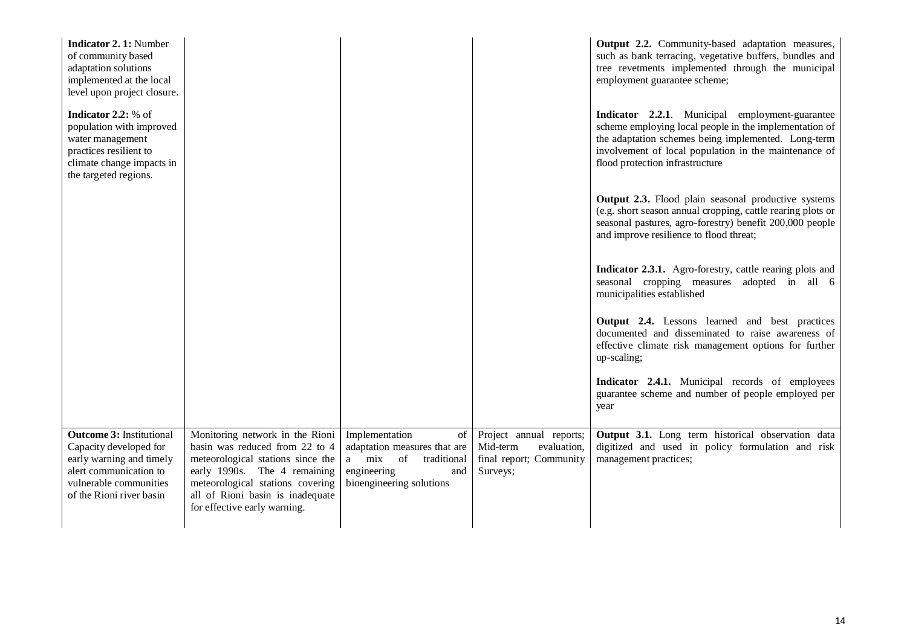| | | | | |
|---|---|---|---|---|
| **Indicator 2. 1:** Number of community based adaptation solutions implemented at the local level upon project closure.<br><br>**Indicator 2.2:** % of population with improved water management practices resilient to climate change impacts in the targeted regions. | | | | **Output 2.2.** Community-based adaptation measures, such as bank terracing, vegetative buffers, bundles and tree revetments implemented through the municipal employment guarantee scheme;<br><br>**Indicator 2.2.1**. Municipal employment-guarantee scheme employing local people in the implementation of the adaptation schemes being implemented. Long-term involvement of local population in the maintenance of flood protection infrastructure<br><br>**Output 2.3.** Flood plain seasonal productive systems (e.g. short season annual cropping, cattle rearing plots or seasonal pastures, agro-forestry) benefit 200,000 people and improve resilience to flood threat;<br><br>**Indicator 2.3.1.** Agro-forestry, cattle rearing plots and seasonal cropping measures adopted in all 6 municipalities established<br><br>**Output 2.4.** Lessons learned and best practices documented and disseminated to raise awareness of effective climate risk management options for further up-scaling;<br><br>**Indicator 2.4.1.** Municipal records of employees guarantee scheme and number of people employed per year |
| **Outcome 3:** Institutional Capacity developed for early warning and timely alert communication to vulnerable communities of the Rioni river basin | Monitoring network in the Rioni basin was reduced from 22 to 4 meteorological stations since the early 1990s. The 4 remaining meteorological stations covering all of Rioni basin is inadequate for effective early warning. | Implementation of adaptation measures that are a mix of traditional engineering and bioengineering solutions | Project annual reports; Mid-term evaluation, final report; Community Surveys; | **Output 3.1.** Long term historical observation data digitized and used in policy formulation and risk management practices; |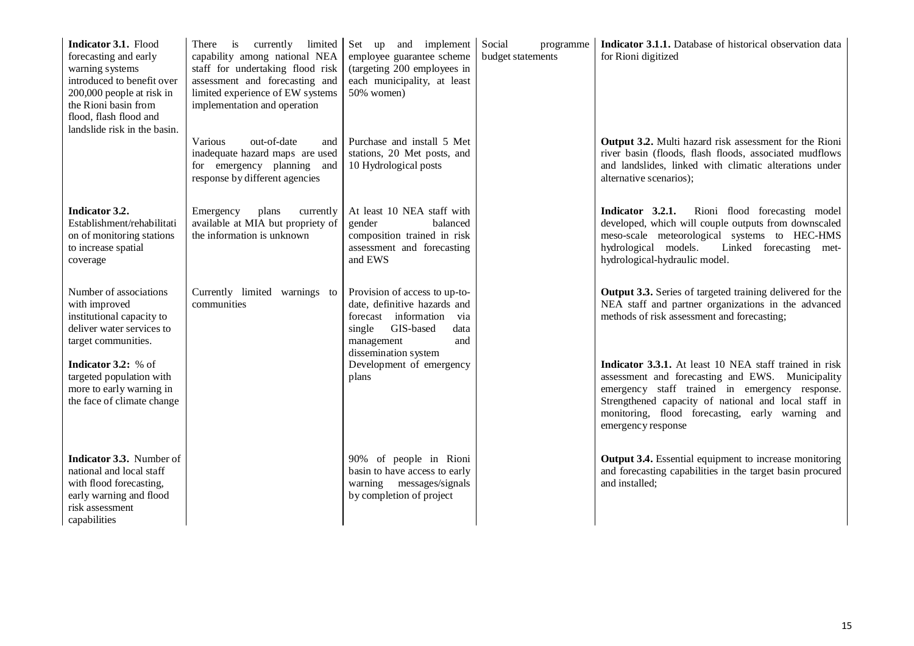| | | | | |
|---|---|---|---|---|
| **Indicator 3.1.** Flood forecasting and early warning systems introduced to benefit over 200,000 people at risk in the Rioni basin from flood, flash flood and landslide risk in the basin. | There is currently limited capability among national NEA staff for undertaking flood risk assessment and forecasting and limited experience of EW systems implementation and operation | Set up and implement employee guarantee scheme (targeting 200 employees in each municipality, at least 50% women) | Social programme budget statements | **Indicator 3.1.1.** Database of historical observation data for Rioni digitized |
| | Various out-of-date and inadequate hazard maps are used for emergency planning and response by different agencies | Purchase and install 5 Met stations, 20 Met posts, and 10 Hydrological posts | | **Output 3.2.** Multi hazard risk assessment for the Rioni river basin (floods, flash floods, associated mudflows and landslides, linked with climatic alterations under alternative scenarios); |
| **Indicator 3.2.** Establishment/rehabilitation of monitoring stations to increase spatial coverage | Emergency plans currently available at MIA but propriety of the information is unknown | At least 10 NEA staff with gender balanced composition trained in risk assessment and forecasting and EWS | | **Indicator 3.2.1.** Rioni flood forecasting model developed, which will couple outputs from downscaled meso-scale meteorological systems to HEC-HMS hydrological models. Linked forecasting met-hydrological-hydraulic model. |
| Number of associations with improved institutional capacity to deliver water services to target communities. | Currently limited warnings to communities | Provision of access to up-to-date, definitive hazards and forecast information via single GIS-based data management and dissemination system | | **Output 3.3.** Series of targeted training delivered for the NEA staff and partner organizations in the advanced methods of risk assessment and forecasting; |
| **Indicator 3.2:** % of targeted population with more to early warning in the face of climate change | | Development of emergency plans | | **Indicator 3.3.1.** At least 10 NEA staff trained in risk assessment and forecasting and EWS. Municipality emergency staff trained in emergency response. Strengthened capacity of national and local staff in monitoring, flood forecasting, early warning and emergency response |
| **Indicator 3.3.** Number of national and local staff with flood forecasting, early warning and flood risk assessment capabilities | | 90% of people in Rioni basin to have access to early warning messages/signals by completion of project | | **Output 3.4.** Essential equipment to increase monitoring and forecasting capabilities in the target basin procured and installed; |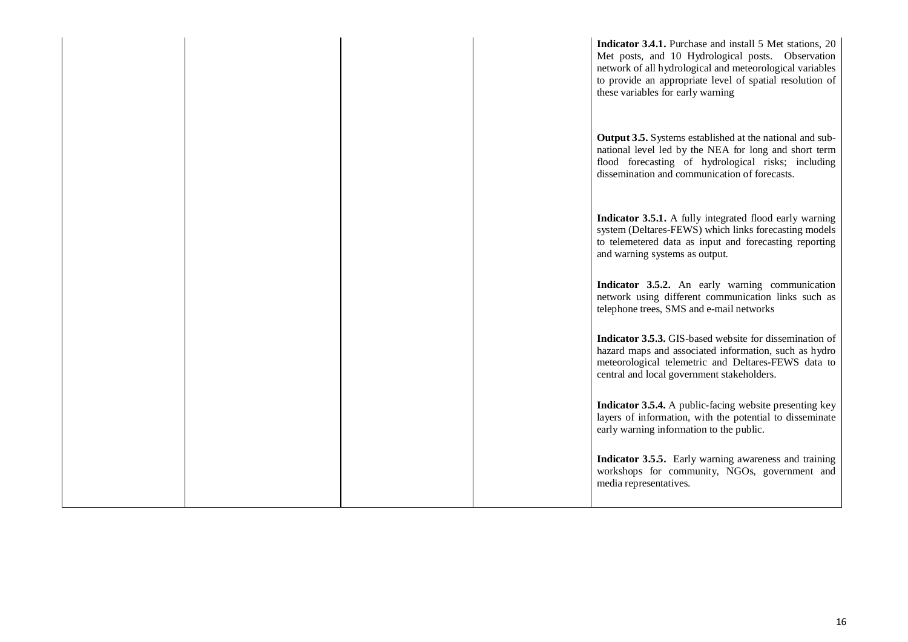| | | | | |
|---|---|---|---|---|
| | | | | **Indicator 3.4.1.** Purchase and install 5 Met stations, 20 Met posts, and 10 Hydrological posts. Observation network of all hydrological and meteorological variables to provide an appropriate level of spatial resolution of these variables for early warning<br><br>**Output 3.5.** Systems established at the national and sub-national level led by the NEA for long and short term flood forecasting of hydrological risks; including dissemination and communication of forecasts.<br><br>**Indicator 3.5.1.** A fully integrated flood early warning system (Deltares-FEWS) which links forecasting models to telemetered data as input and forecasting reporting and warning systems as output.<br><br>**Indicator 3.5.2.** An early warning communication network using different communication links such as telephone trees, SMS and e-mail networks<br><br>**Indicator 3.5.3.** GIS-based website for dissemination of hazard maps and associated information, such as hydro meteorological telemetric and Deltares-FEWS data to central and local government stakeholders.<br><br>**Indicator 3.5.4.** A public-facing website presenting key layers of information, with the potential to disseminate early warning information to the public.<br><br>**Indicator 3.5.5.** Early warning awareness and training workshops for community, NGOs, government and media representatives. |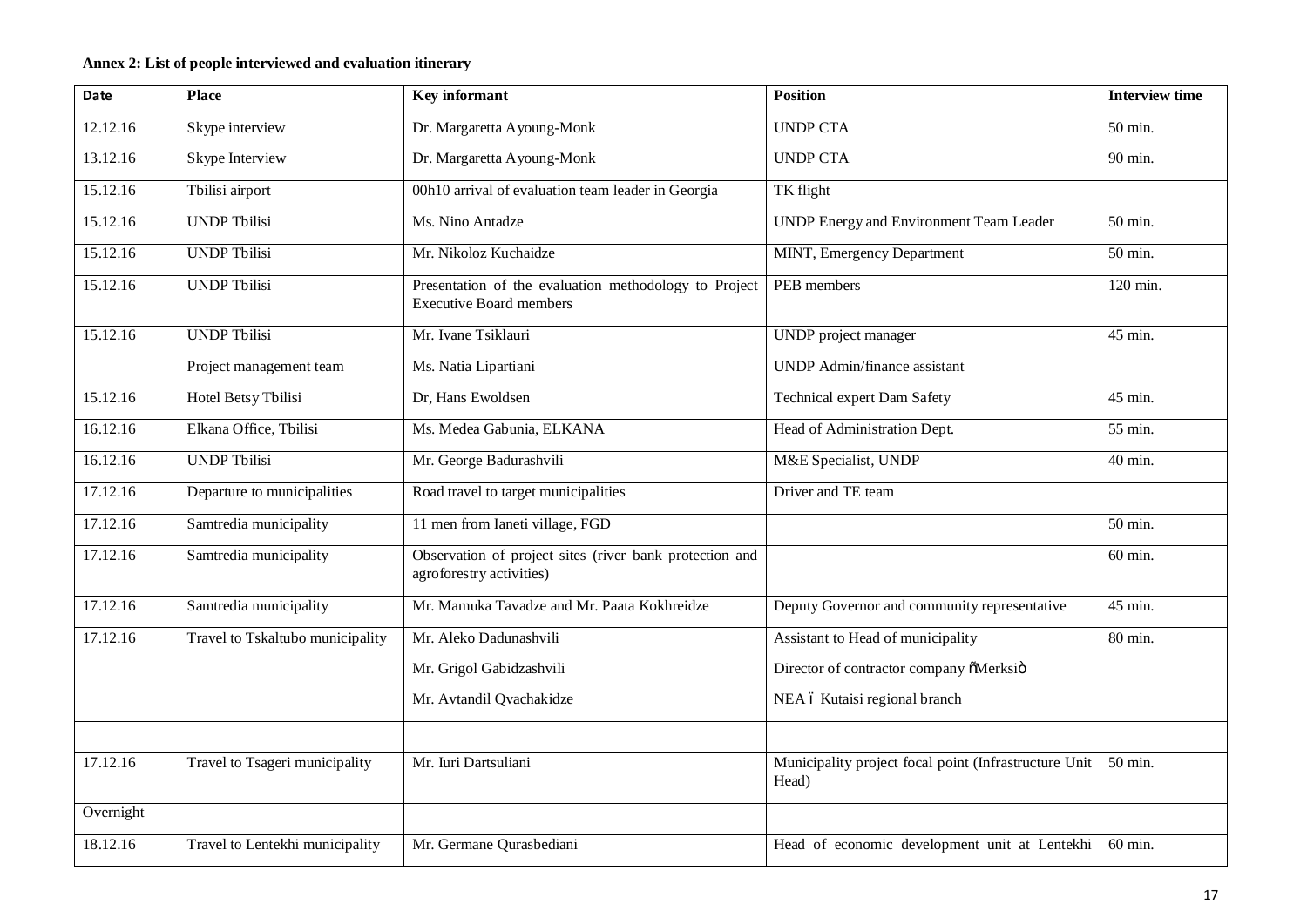**Annex 2: List of people interviewed and evaluation itinerary**

| Date | Place | Key informant | Position | Interview time |
|---|---|---|---|---|
| 12.12.16<br>13.12.16 | Skype interview<br>Skype Interview | Dr. Margaretta Ayoung-Monk<br>Dr. Margaretta Ayoung-Monk | UNDP CTA<br>UNDP CTA | 50 min.<br>90 min. |
| 15.12.16 | Tbilisi airport | 00h10 arrival of evaluation team leader in Georgia | TK flight | |
| 15.12.16 | UNDP Tbilisi | Ms. Nino Antadze | UNDP Energy and Environment Team Leader | 50 min. |
| 15.12.16 | UNDP Tbilisi | Mr. Nikoloz Kuchaidze | MINT, Emergency Department | 50 min. |
| 15.12.16 | UNDP Tbilisi | Presentation of the evaluation methodology to Project Executive Board members | PEB members | 120 min. |
| 15.12.16 | UNDP Tbilisi<br>Project management team | Mr. Ivane Tsiklauri<br>Ms. Natia Lipartiani | UNDP project manager<br>UNDP Admin/finance assistant | 45 min. |
| 15.12.16 | Hotel Betsy Tbilisi | Dr, Hans Ewoldsen | Technical expert Dam Safety | 45 min. |
| 16.12.16 | Elkana Office, Tbilisi | Ms. Medea Gabunia, ELKANA | Head of Administration Dept. | 55 min. |
| 16.12.16 | UNDP Tbilisi | Mr. George Badurashvili | M&E Specialist, UNDP | 40 min. |
| 17.12.16 | Departure to municipalities | Road travel to target municipalities | Driver and TE team | |
| 17.12.16 | Samtredia municipality | 11 men from Ianeti village, FGD | | 50 min. |
| 17.12.16 | Samtredia municipality | Observation of project sites (river bank protection and agroforestry activities) | | 60 min. |
| 17.12.16 | Samtredia municipality | Mr. Mamuka Tavadze and Mr. Paata Kokhreidze | Deputy Governor and community representative | 45 min. |
| 17.12.16 | Travel to Tskaltubo municipality | Mr. Aleko Dadunashvili<br>Mr. Grigol Gabidzashvili<br>Mr. Avtandil Qvachakidze | Assistant to Head of municipality<br>Director of contractor company "Merksi"<br>NEA – Kutaisi regional branch | 80 min. |
| | | | | |
| 17.12.16 | Travel to Tsageri municipality | Mr. Iuri Dartsuliani | Municipality project focal point (Infrastructure Unit Head) | 50 min. |
| Overnight | | | | |
| 18.12.16 | Travel to Lentekhi municipality | Mr. Germane Qurasbediani | Head of economic development unit at Lentekhi | 60 min. |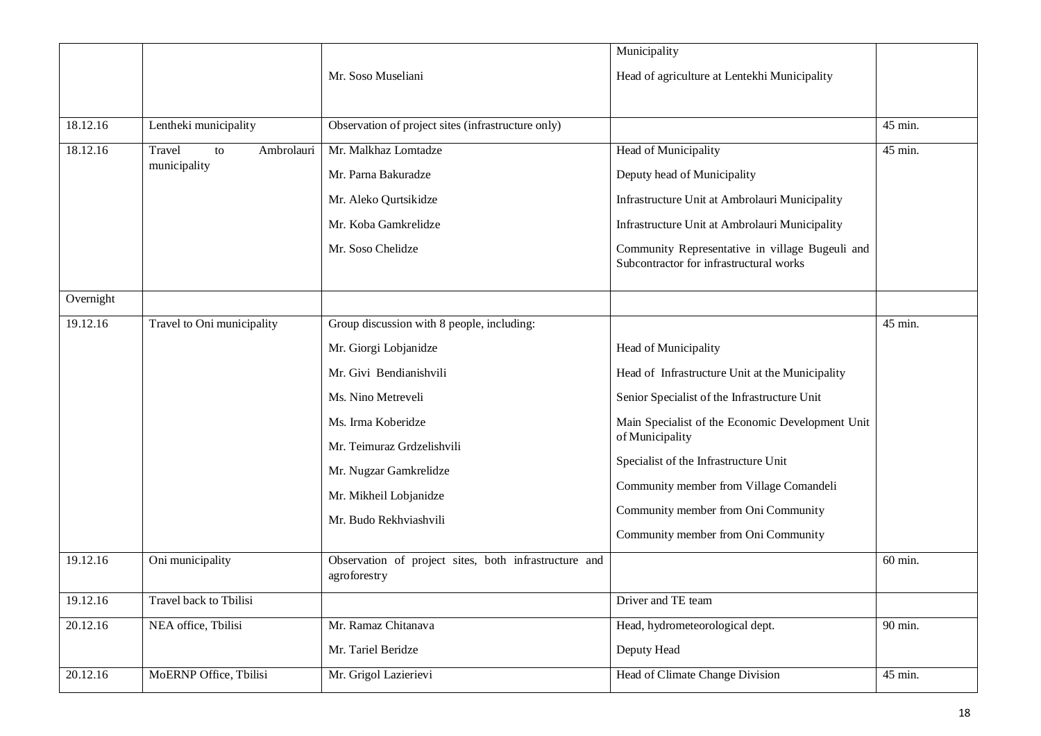| | | | | |
|---|---|---|---|---|
| | | Mr. Soso Museliani | Municipality<br>Head of agriculture at Lentekhi Municipality | |
| 18.12.16 | Lentheki municipality | Observation of project sites (infrastructure only) | | 45 min. |
| 18.12.16 | Travel to Ambrolauri municipality | Mr. Malkhaz Lomtadze<br>Mr. Parna Bakuradze<br>Mr. Aleko Qurtsikidze<br>Mr. Koba Gamkrelidze<br>Mr. Soso Chelidze | Head of Municipality<br>Deputy head of Municipality<br>Infrastructure Unit at Ambrolauri Municipality<br>Infrastructure Unit at Ambrolauri Municipality<br>Community Representative in village Bugeuli and Subcontractor for infrastructural works | 45 min. |
| Overnight | | | | |
| 19.12.16 | Travel to Oni municipality | Group discussion with 8 people, including:<br>Mr. Giorgi Lobjanidze<br>Mr. Givi Bendianishvili<br>Ms. Nino Metreveli<br>Ms. Irma Koberidze<br>Mr. Teimuraz Grdzelishvili<br>Mr. Nugzar Gamkrelidze<br>Mr. Mikheil Lobjanidze<br>Mr. Budo Rekhviashvili | <br>Head of Municipality<br>Head of Infrastructure Unit at the Municipality<br>Senior Specialist of the Infrastructure Unit<br>Main Specialist of the Economic Development Unit of Municipality<br>Specialist of the Infrastructure Unit<br>Community member from Village Comandeli<br>Community member from Oni Community<br>Community member from Oni Community | 45 min. |
| 19.12.16 | Oni municipality | Observation of project sites, both infrastructure and agroforestry | | 60 min. |
| 19.12.16 | Travel back to Tbilisi | | Driver and TE team | |
| 20.12.16 | NEA office, Tbilisi | Mr. Ramaz Chitanava<br>Mr. Tariel Beridze | Head, hydrometeorological dept.<br>Deputy Head | 90 min. |
| 20.12.16 | MoERNP Office, Tbilisi | Mr. Grigol Lazierievi | Head of Climate Change Division | 45 min. |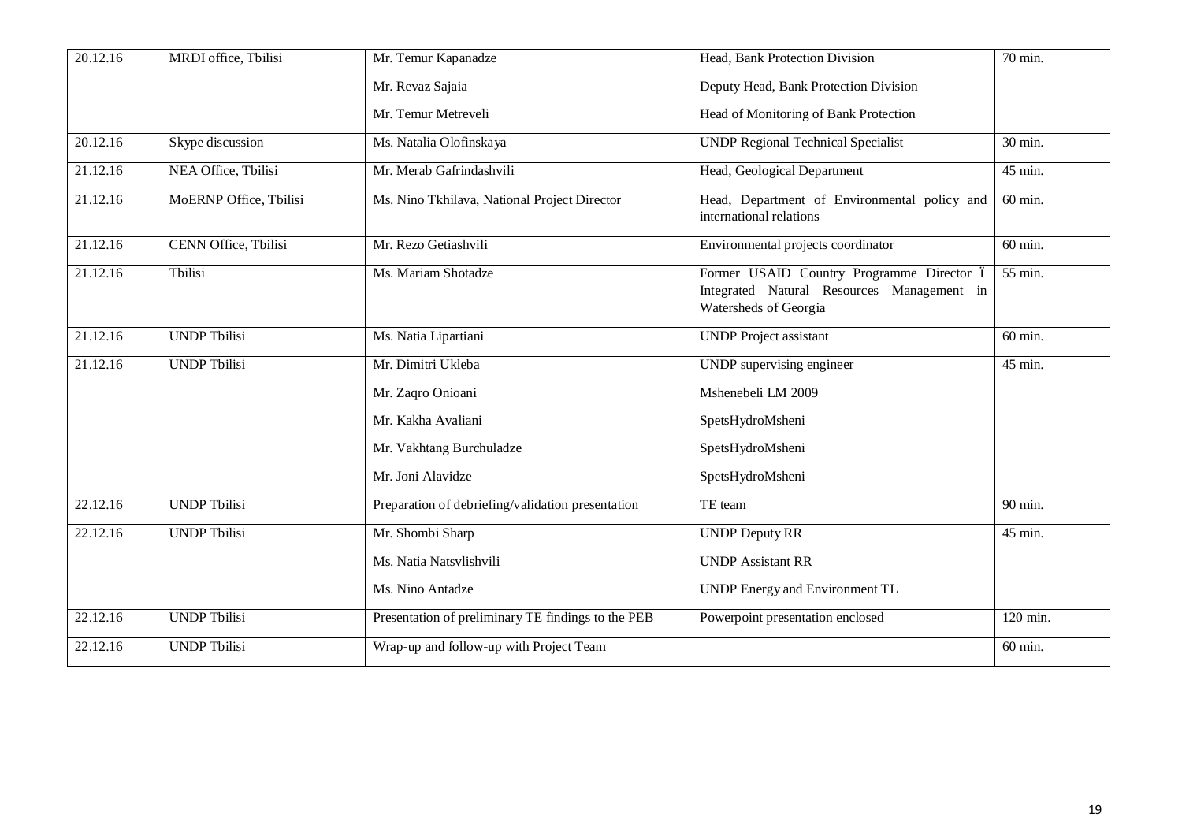| 20.12.16 | MRDI office, Tbilisi | Mr. Temur Kapanadze<br>Mr. Revaz Sajaia<br>Mr. Temur Metreveli | Head, Bank Protection Division<br>Deputy Head, Bank Protection Division<br>Head of Monitoring of Bank Protection | 70 min. |
|---|---|---|---|---|
| 20.12.16 | Skype discussion | Ms. Natalia Olofinskaya | UNDP Regional Technical Specialist | 30 min. |
| 21.12.16 | NEA Office, Tbilisi | Mr. Merab Gafrindashvili | Head, Geological Department | 45 min. |
| 21.12.16 | MoERNP Office, Tbilisi | Ms. Nino Tkhilava, National Project Director | Head, Department of Environmental policy and international relations | 60 min. |
| 21.12.16 | CENN Office, Tbilisi | Mr. Rezo Getiashvili | Environmental projects coordinator | 60 min. |
| 21.12.16 | Tbilisi | Ms. Mariam Shotadze | Former USAID Country Programme Director ï Integrated Natural Resources Management in Watersheds of Georgia | 55 min. |
| 21.12.16 | UNDP Tbilisi | Ms. Natia Lipartiani | UNDP Project assistant | 60 min. |
| 21.12.16 | UNDP Tbilisi | Mr. Dimitri Ukleba<br>Mr. Zaqro Onioani<br>Mr. Kakha Avaliani<br>Mr. Vakhtang Burchuladze<br>Mr. Joni Alavidze | UNDP supervising engineer<br>Mshenebeli LM 2009<br>SpetsHydroMsheni<br>SpetsHydroMsheni<br>SpetsHydroMsheni | 45 min. |
| 22.12.16 | UNDP Tbilisi | Preparation of debriefing/validation presentation | TE team | 90 min. |
| 22.12.16 | UNDP Tbilisi | Mr. Shombi Sharp<br>Ms. Natia Natsvlishvili<br>Ms. Nino Antadze | UNDP Deputy RR<br>UNDP Assistant RR<br>UNDP Energy and Environment TL | 45 min. |
| 22.12.16 | UNDP Tbilisi | Presentation of preliminary TE findings to the PEB | Powerpoint presentation enclosed | 120 min. |
| 22.12.16 | UNDP Tbilisi | Wrap-up and follow-up with Project Team | | 60 min. |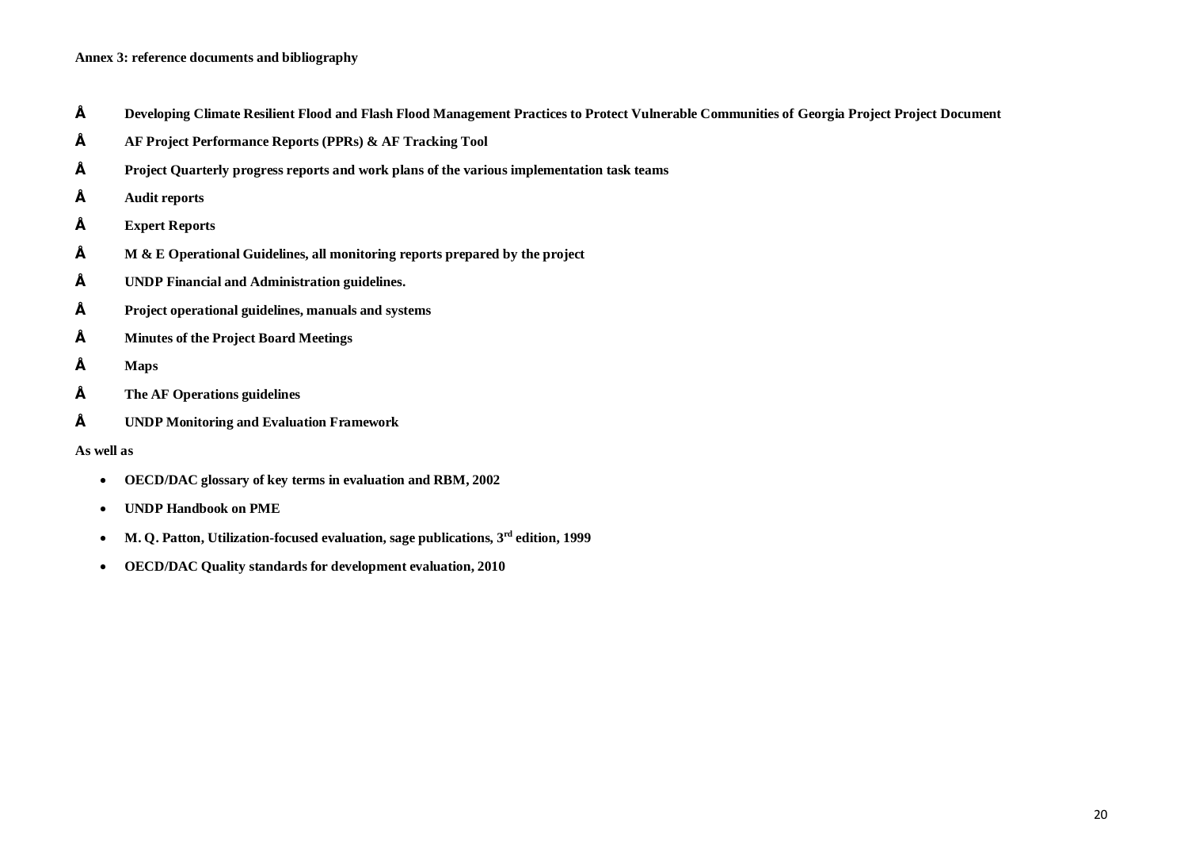**Annex 3: reference documents and bibliography**

- **Developing Climate Resilient Flood and Flash Flood Management Practices to Protect Vulnerable Communities of Georgia Project Project Document**
- **AF Project Performance Reports (PPRs) & AF Tracking Tool**
- **Project Quarterly progress reports and work plans of the various implementation task teams**
- **Audit reports**
- **Expert Reports**
- **M & E Operational Guidelines, all monitoring reports prepared by the project**
- **UNDP Financial and Administration guidelines.**
- **Project operational guidelines, manuals and systems**
- **Minutes of the Project Board Meetings**
- **Maps**
- **The AF Operations guidelines**
- **UNDP Monitoring and Evaluation Framework**

**As well as**

- **OECD/DAC glossary of key terms in evaluation and RBM, 2002**
- **UNDP Handbook on PME**
- **M. Q. Patton, Utilization-focused evaluation, sage publications, 3rd edition, 1999**
- **OECD/DAC Quality standards for development evaluation, 2010**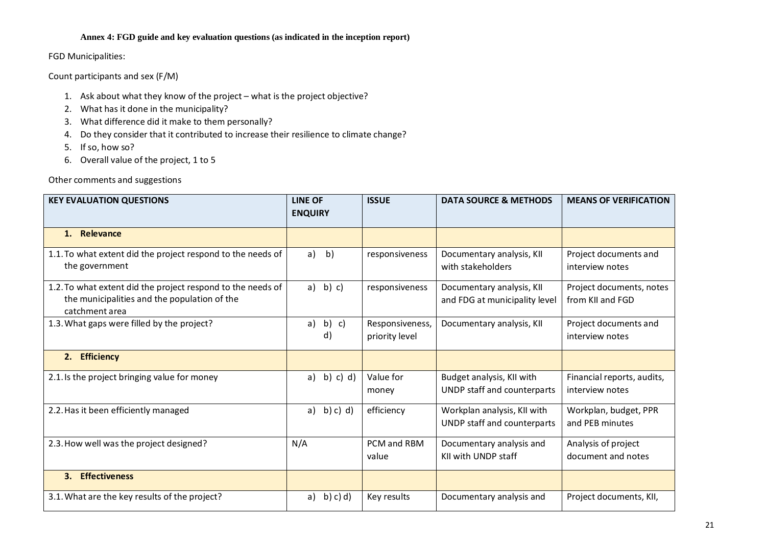**Annex 4: FGD guide and key evaluation questions (as indicated in the inception report)**

FGD Municipalities:

Count participants and sex (F/M)

1. Ask about what they know of the project – what is the project objective?
2. What has it done in the municipality?
3. What difference did it make to them personally?
4. Do they consider that it contributed to increase their resilience to climate change?
5. If so, how so?
6. Overall value of the project, 1 to 5

Other comments and suggestions

| KEY EVALUATION QUESTIONS | LINE OF ENQUIRY | ISSUE | DATA SOURCE & METHODS | MEANS OF VERIFICATION |
|---|---|---|---|---|
| **1. Relevance** | | | | |
| 1.1. To what extent did the project respond to the needs of the government | a) b) | responsiveness | Documentary analysis, KII with stakeholders | Project documents and interview notes |
| 1.2. To what extent did the project respond to the needs of the municipalities and the population of the catchment area | a) b) c) | responsiveness | Documentary analysis, KII and FDG at municipality level | Project documents, notes from KII and FGD |
| 1.3. What gaps were filled by the project? | a) b) c) d) | Responsiveness, priority level | Documentary analysis, KII | Project documents and interview notes |
| **2. Efficiency** | | | | |
| 2.1. Is the project bringing value for money | a) b) c) d) | Value for money | Budget analysis, KII with UNDP staff and counterparts | Financial reports, audits, interview notes |
| 2.2. Has it been efficiently managed | a) b) c) d) | efficiency | Workplan analysis, KII with UNDP staff and counterparts | Workplan, budget, PPR and PEB minutes |
| 2.3. How well was the project designed? | N/A | PCM and RBM value | Documentary analysis and KII with UNDP staff | Analysis of project document and notes |
| **3. Effectiveness** | | | | |
| 3.1. What are the key results of the project? | a) b) c) d) | Key results | Documentary analysis and | Project documents, KII, |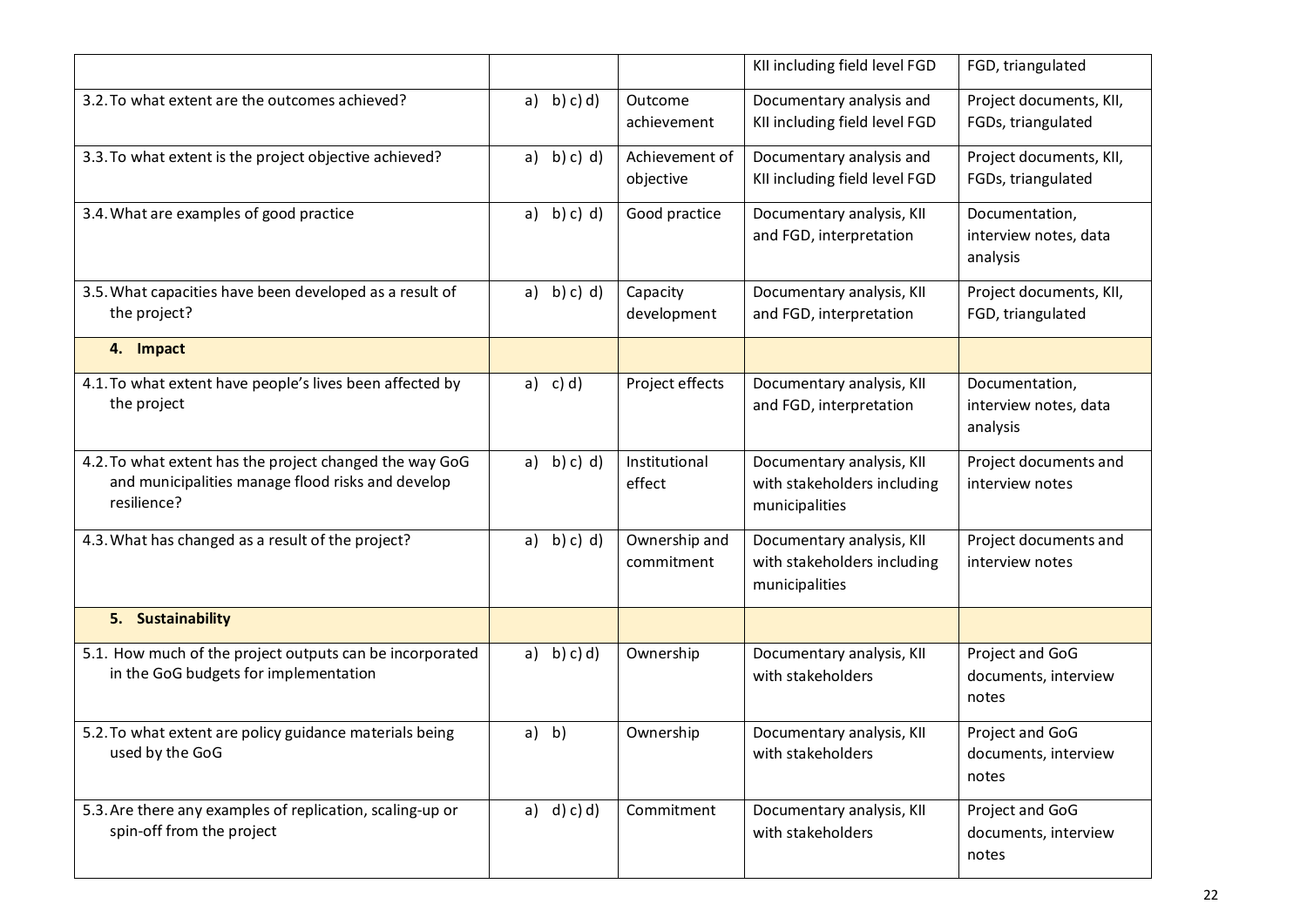| | | | | |
|---|---|---|---|---|
| | | | KII including field level FGD | FGD, triangulated |
| 3.2. To what extent are the outcomes achieved? | a) b) c) d) | Outcome achievement | Documentary analysis and KII including field level FGD | Project documents, KII, FGDs, triangulated |
| 3.3. To what extent is the project objective achieved? | a) b) c) d) | Achievement of objective | Documentary analysis and KII including field level FGD | Project documents, KII, FGDs, triangulated |
| 3.4. What are examples of good practice | a) b) c) d) | Good practice | Documentary analysis, KII and FGD, interpretation | Documentation, interview notes, data analysis |
| 3.5. What capacities have been developed as a result of the project? | a) b) c) d) | Capacity development | Documentary analysis, KII and FGD, interpretation | Project documents, KII, FGD, triangulated |
| **4. Impact** | | | | |
| 4.1. To what extent have people's lives been affected by the project | a) c) d) | Project effects | Documentary analysis, KII and FGD, interpretation | Documentation, interview notes, data analysis |
| 4.2. To what extent has the project changed the way GoG and municipalities manage flood risks and develop resilience? | a) b) c) d) | Institutional effect | Documentary analysis, KII with stakeholders including municipalities | Project documents and interview notes |
| 4.3. What has changed as a result of the project? | a) b) c) d) | Ownership and commitment | Documentary analysis, KII with stakeholders including municipalities | Project documents and interview notes |
| **5. Sustainability** | | | | |
| 5.1. How much of the project outputs can be incorporated in the GoG budgets for implementation | a) b) c) d) | Ownership | Documentary analysis, KII with stakeholders | Project and GoG documents, interview notes |
| 5.2. To what extent are policy guidance materials being used by the GoG | a) b) | Ownership | Documentary analysis, KII with stakeholders | Project and GoG documents, interview notes |
| 5.3. Are there any examples of replication, scaling-up or spin-off from the project | a) d) c) d) | Commitment | Documentary analysis, KII with stakeholders | Project and GoG documents, interview notes |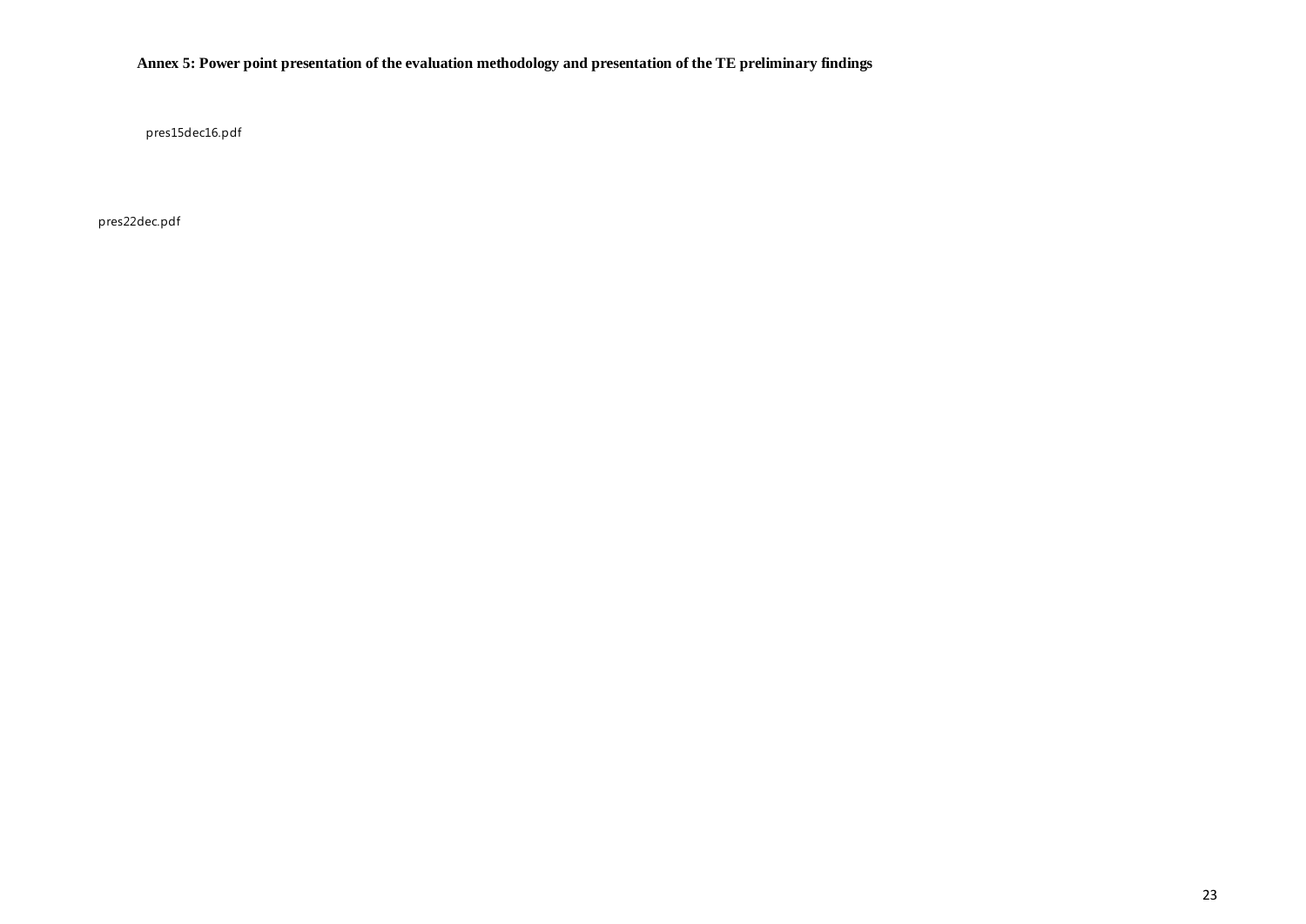**Annex 5: Power point presentation of the evaluation methodology and presentation of the TE preliminary findings**

pres15dec16.pdf

pres22dec.pdf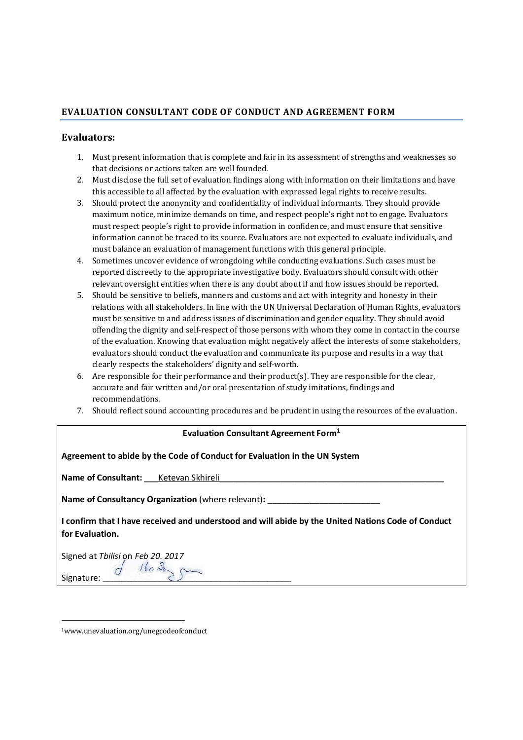## EVALUATION CONSULTANT CODE OF CONDUCT AND AGREEMENT FORM

### Evaluators:

1. Must present information that is complete and fair in its assessment of strengths and weaknesses so that decisions or actions taken are well founded.
2. Must disclose the full set of evaluation findings along with information on their limitations and have this accessible to all affected by the evaluation with expressed legal rights to receive results.
3. Should protect the anonymity and confidentiality of individual informants. They should provide maximum notice, minimize demands on time, and respect people's right not to engage. Evaluators must respect people's right to provide information in confidence, and must ensure that sensitive information cannot be traced to its source. Evaluators are not expected to evaluate individuals, and must balance an evaluation of management functions with this general principle.
4. Sometimes uncover evidence of wrongdoing while conducting evaluations. Such cases must be reported discreetly to the appropriate investigative body. Evaluators should consult with other relevant oversight entities when there is any doubt about if and how issues should be reported.
5. Should be sensitive to beliefs, manners and customs and act with integrity and honesty in their relations with all stakeholders. In line with the UN Universal Declaration of Human Rights, evaluators must be sensitive to and address issues of discrimination and gender equality. They should avoid offending the dignity and self-respect of those persons with whom they come in contact in the course of the evaluation. Knowing that evaluation might negatively affect the interests of some stakeholders, evaluators should conduct the evaluation and communicate its purpose and results in a way that clearly respects the stakeholders' dignity and self-worth.
6. Are responsible for their performance and their product(s). They are responsible for the clear, accurate and fair written and/or oral presentation of study imitations, findings and recommendations.
7. Should reflect sound accounting procedures and be prudent in using the resources of the evaluation.

**Evaluation Consultant Agreement Form**[1]

**Agreement to abide by the Code of Conduct for Evaluation in the UN System**

**Name of Consultant:** Ketevan Skhireli

**Name of Consultancy Organization** (where relevant)**:** ________________________

**I confirm that I have received and understood and will abide by the United Nations Code of Conduct for Evaluation.**

Signed at *Tbilisi* on *Feb 20. 2017*

Signature: ________________________

[1] www.unevaluation.org/unegcodeofconduct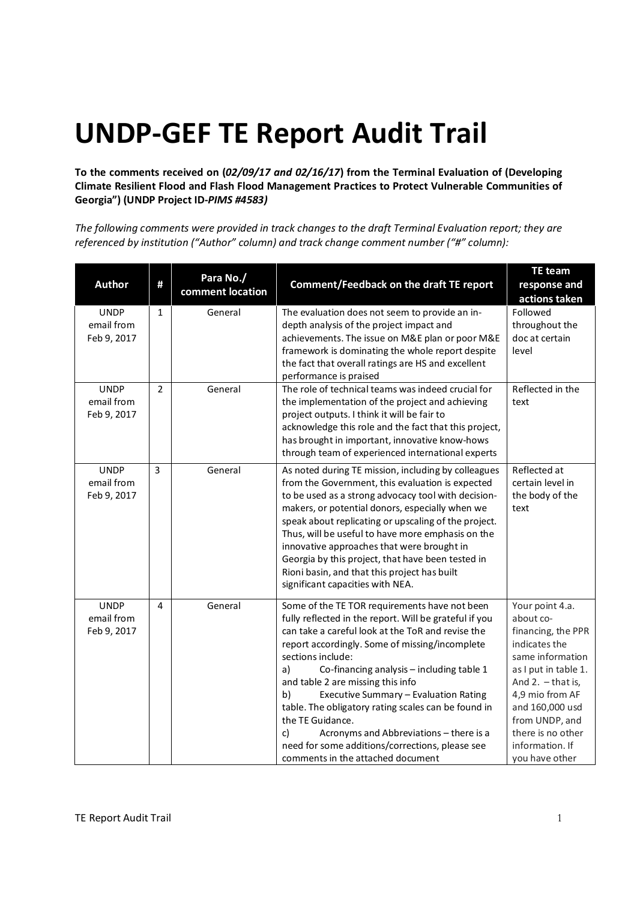# UNDP-GEF TE Report Audit Trail

**To the comments received on (*02/09/17 and 02/16/17*) from the Terminal Evaluation of (Developing Climate Resilient Flood and Flash Flood Management Practices to Protect Vulnerable Communities of Georgia") (UNDP Project ID-*PIMS #4583)***

*The following comments were provided in track changes to the draft Terminal Evaluation report; they are referenced by institution ("Author" column) and track change comment number ("#" column):*

| Author | # | Para No./ comment location | Comment/Feedback on the draft TE report | TE team response and actions taken |
|---|---|---|---|---|
| UNDP email from Feb 9, 2017 | 1 | General | The evaluation does not seem to provide an in-depth analysis of the project impact and achievements. The issue on M&E plan or poor M&E framework is dominating the whole report despite the fact that overall ratings are HS and excellent performance is praised | Followed throughout the doc at certain level |
| UNDP email from Feb 9, 2017 | 2 | General | The role of technical teams was indeed crucial for the implementation of the project and achieving project outputs. I think it will be fair to acknowledge this role and the fact that this project, has brought in important, innovative know-hows through team of experienced international experts | Reflected in the text |
| UNDP email from Feb 9, 2017 | 3 | General | As noted during TE mission, including by colleagues from the Government, this evaluation is expected to be used as a strong advocacy tool with decision-makers, or potential donors, especially when we speak about replicating or upscaling of the project. Thus, will be useful to have more emphasis on the innovative approaches that were brought in Georgia by this project, that have been tested in Rioni basin, and that this project has built significant capacities with NEA. | Reflected at certain level in the body of the text |
| UNDP email from Feb 9, 2017 | 4 | General | Some of the TE TOR requirements have not been fully reflected in the report. Will be grateful if you can take a careful look at the ToR and revise the report accordingly. Some of missing/incomplete sections include:<br>a) Co-financing analysis – including table 1 and table 2 are missing this info<br>b) Executive Summary – Evaluation Rating table. The obligatory rating scales can be found in the TE Guidance.<br>c) Acronyms and Abbreviations – there is a need for some additions/corrections, please see comments in the attached document | Your point 4.a. about co-financing, the PPR indicates the same information as I put in table 1. And 2. – that is, 4,9 mio from AF and 160,000 usd from UNDP, and there is no other information. If you have other |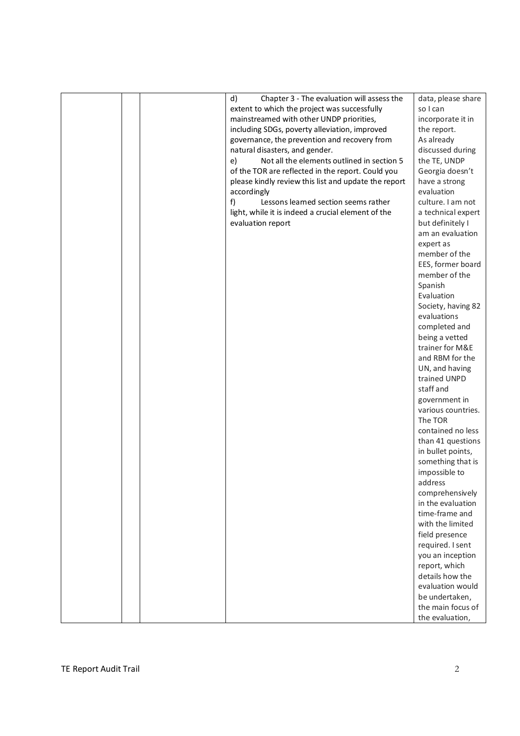|  |  |  | d) Chapter 3 - The evaluation will assess the extent to which the project was successfully mainstreamed with other UNDP priorities, including SDGs, poverty alleviation, improved governance, the prevention and recovery from natural disasters, and gender.<br>e) Not all the elements outlined in section 5 of the TOR are reflected in the report. Could you please kindly review this list and update the report accordingly<br>f) Lessons learned section seems rather light, while it is indeed a crucial element of the evaluation report | data, please share so I can incorporate it in the report.<br>As already discussed during the TE, UNDP Georgia doesn't have a strong evaluation culture. I am not a technical expert but definitely I am an evaluation expert as member of the EES, former board member of the Spanish Evaluation Society, having 82 evaluations completed and being a vetted trainer for M&E and RBM for the UN, and having trained UNPD staff and government in various countries. The TOR contained no less than 41 questions in bullet points, something that is impossible to address comprehensively in the evaluation time-frame and with the limited field presence required. I sent you an inception report, which details how the evaluation would be undertaken, the main focus of the evaluation, |
|---|---|---|---|---|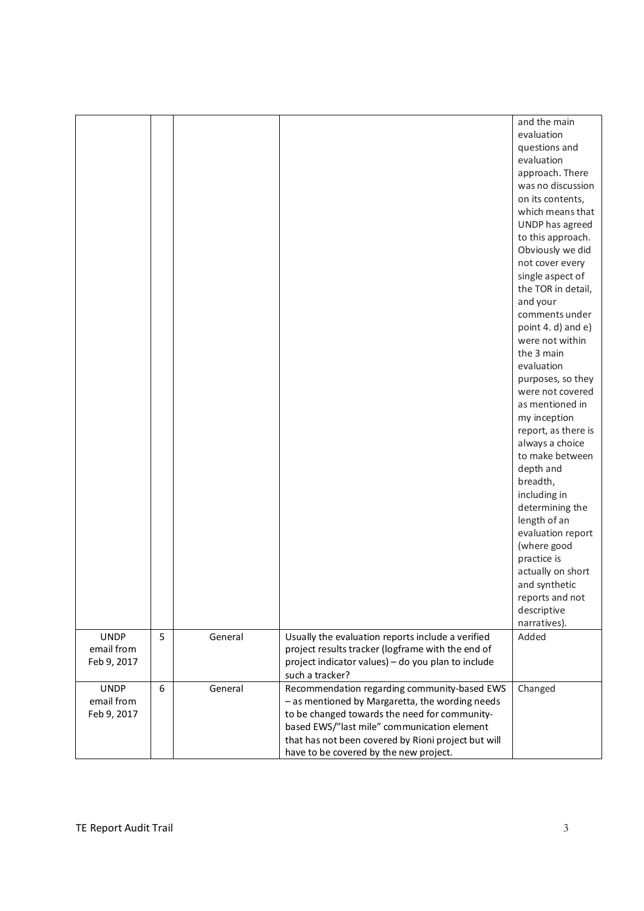|  |  |  |  | and the main evaluation questions and evaluation approach. There was no discussion on its contents, which means that UNDP has agreed to this approach. Obviously we did not cover every single aspect of the TOR in detail, and your comments under point 4. d) and e) were not within the 3 main evaluation purposes, so they were not covered as mentioned in my inception report, as there is always a choice to make between depth and breadth, including in determining the length of an evaluation report (where good practice is actually on short and synthetic reports and not descriptive narratives). |
|---|---|---|---|---|
| UNDP email from Feb 9, 2017 | 5 | General | Usually the evaluation reports include a verified project results tracker (logframe with the end of project indicator values) – do you plan to include such a tracker? | Added |
| UNDP email from Feb 9, 2017 | 6 | General | Recommendation regarding community-based EWS – as mentioned by Margaretta, the wording needs to be changed towards the need for community-based EWS/"last mile" communication element that has not been covered by Rioni project but will have to be covered by the new project. | Changed |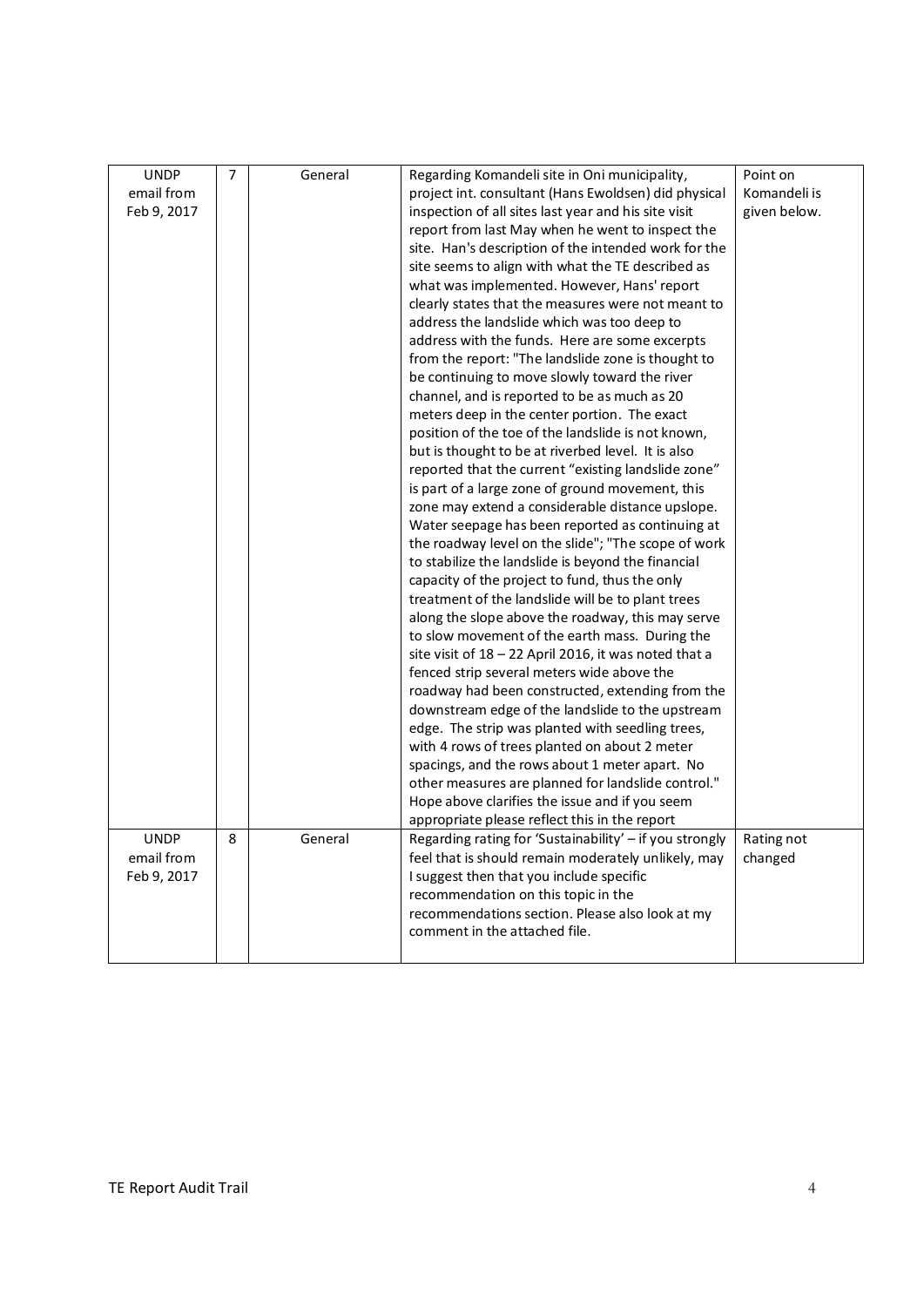| UNDP email from Feb 9, 2017 | 7 | General | Regarding Komandeli site in Oni municipality, project int. consultant (Hans Ewoldsen) did physical inspection of all sites last year and his site visit report from last May when he went to inspect the site. Han's description of the intended work for the site seems to align with what the TE described as what was implemented. However, Hans' report clearly states that the measures were not meant to address the landslide which was too deep to address with the funds. Here are some excerpts from the report: "The landslide zone is thought to be continuing to move slowly toward the river channel, and is reported to be as much as 20 meters deep in the center portion. The exact position of the toe of the landslide is not known, but is thought to be at riverbed level. It is also reported that the current "existing landslide zone" is part of a large zone of ground movement, this zone may extend a considerable distance upslope. Water seepage has been reported as continuing at the roadway level on the slide"; "The scope of work to stabilize the landslide is beyond the financial capacity of the project to fund, thus the only treatment of the landslide will be to plant trees along the slope above the roadway, this may serve to slow movement of the earth mass. During the site visit of 18 – 22 April 2016, it was noted that a fenced strip several meters wide above the roadway had been constructed, extending from the downstream edge of the landslide to the upstream edge. The strip was planted with seedling trees, with 4 rows of trees planted on about 2 meter spacings, and the rows about 1 meter apart. No other measures are planned for landslide control." Hope above clarifies the issue and if you seem appropriate please reflect this in the report | Point on Komandeli is given below. |
|---|---|---|---|---|
| UNDP email from Feb 9, 2017 | 8 | General | Regarding rating for 'Sustainability' – if you strongly feel that is should remain moderately unlikely, may I suggest then that you include specific recommendation on this topic in the recommendations section. Please also look at my comment in the attached file. | Rating not changed |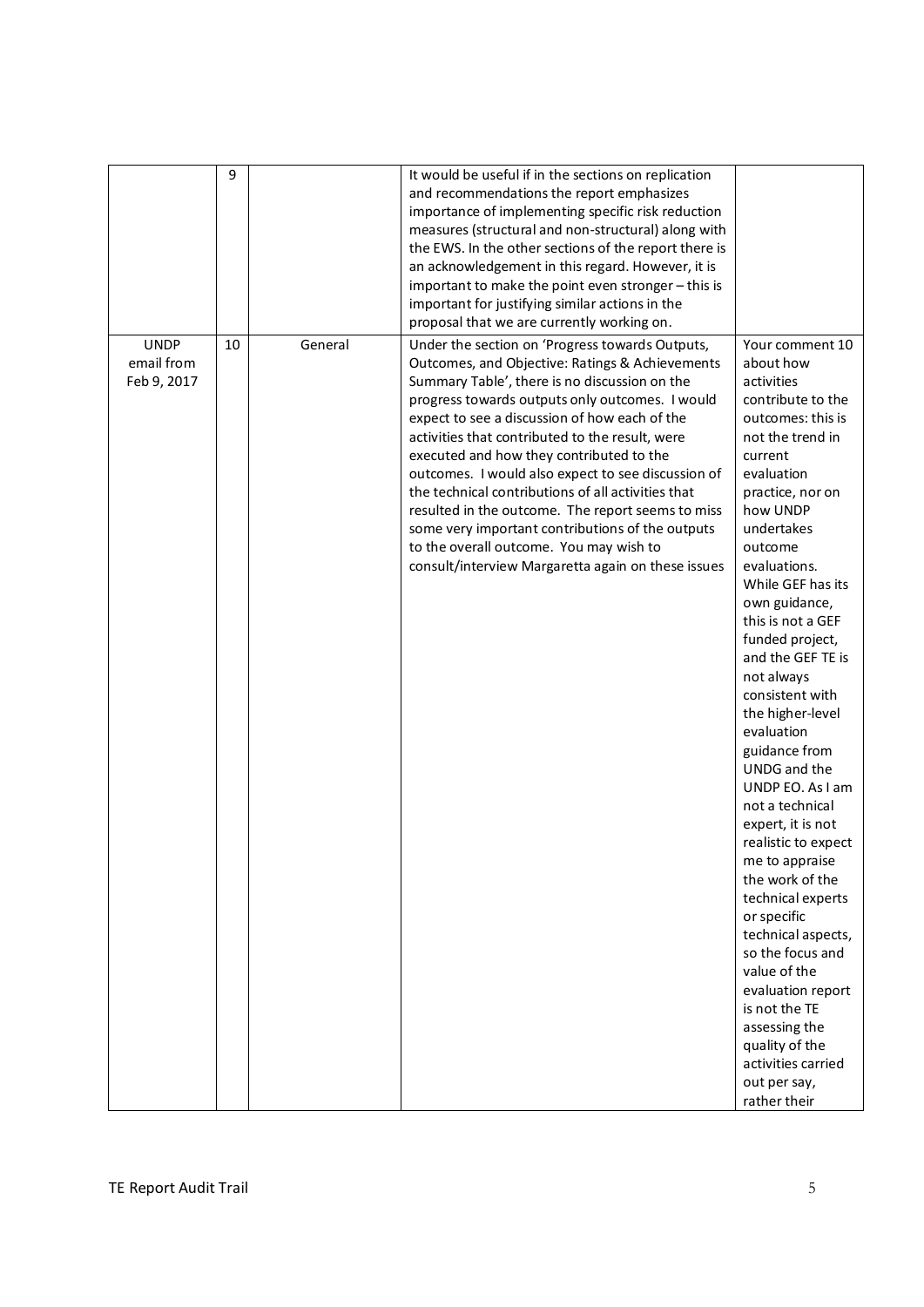|  |  |  |  |  |
|---|---|---|---|---|
|  | 9 |  | It would be useful if in the sections on replication and recommendations the report emphasizes importance of implementing specific risk reduction measures (structural and non-structural) along with the EWS. In the other sections of the report there is an acknowledgement in this regard. However, it is important to make the point even stronger – this is important for justifying similar actions in the proposal that we are currently working on. |  |
| UNDP email from Feb 9, 2017 | 10 | General | Under the section on 'Progress towards Outputs, Outcomes, and Objective: Ratings & Achievements Summary Table', there is no discussion on the progress towards outputs only outcomes. I would expect to see a discussion of how each of the activities that contributed to the result, were executed and how they contributed to the outcomes. I would also expect to see discussion of the technical contributions of all activities that resulted in the outcome. The report seems to miss some very important contributions of the outputs to the overall outcome. You may wish to consult/interview Margaretta again on these issues | Your comment 10 about how activities contribute to the outcomes: this is not the trend in current evaluation practice, nor on how UNDP undertakes outcome evaluations. While GEF has its own guidance, this is not a GEF funded project, and the GEF TE is not always consistent with the higher-level evaluation guidance from UNDG and the UNDP EO. As I am not a technical expert, it is not realistic to expect me to appraise the work of the technical experts or specific technical aspects, so the focus and value of the evaluation report is not the TE assessing the quality of the activities carried out per say, rather their |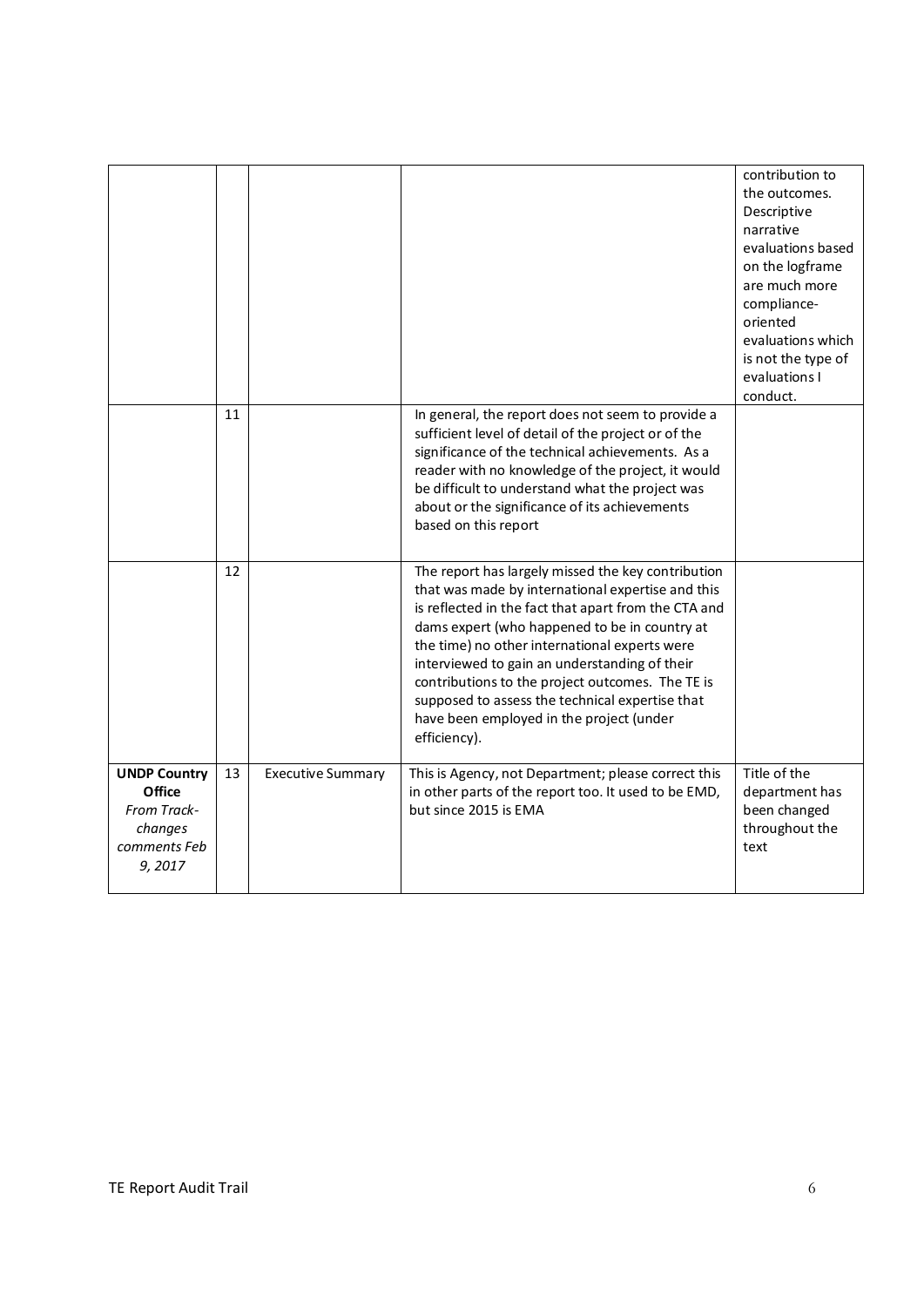| | | | | contribution to the outcomes. Descriptive narrative evaluations based on the logframe are much more compliance-oriented evaluations which is not the type of evaluations I conduct. |
|---|---|---|---|---|
| | 11 | | In general, the report does not seem to provide a sufficient level of detail of the project or of the significance of the technical achievements. As a reader with no knowledge of the project, it would be difficult to understand what the project was about or the significance of its achievements based on this report | |
| | 12 | | The report has largely missed the key contribution that was made by international expertise and this is reflected in the fact that apart from the CTA and dams expert (who happened to be in country at the time) no other international experts were interviewed to gain an understanding of their contributions to the project outcomes. The TE is supposed to assess the technical expertise that have been employed in the project (under efficiency). | |
| **UNDP Country Office** *From Track-changes comments Feb 9, 2017* | 13 | Executive Summary | This is Agency, not Department; please correct this in other parts of the report too. It used to be EMD, but since 2015 is EMA | Title of the department has been changed throughout the text |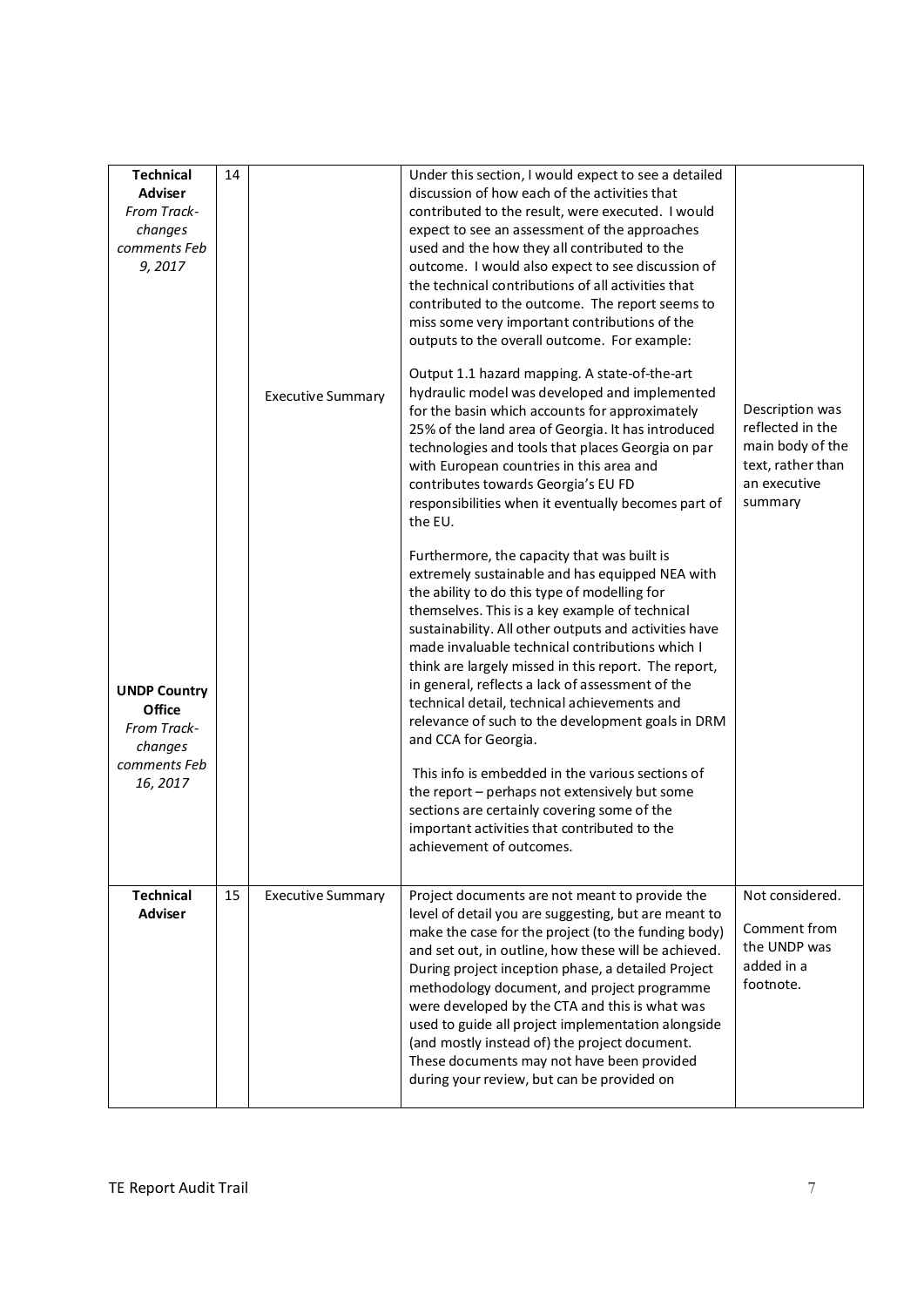| **Technical Adviser** *From Track-changes comments Feb 9, 2017*<br><br>**UNDP Country Office** *From Track-changes comments Feb 16, 2017* | 14 | Executive Summary | Under this section, I would expect to see a detailed discussion of how each of the activities that contributed to the result, were executed. I would expect to see an assessment of the approaches used and the how they all contributed to the outcome. I would also expect to see discussion of the technical contributions of all activities that contributed to the outcome. The report seems to miss some very important contributions of the outputs to the overall outcome. For example:<br><br>Output 1.1 hazard mapping. A state-of-the-art hydraulic model was developed and implemented for the basin which accounts for approximately 25% of the land area of Georgia. It has introduced technologies and tools that places Georgia on par with European countries in this area and contributes towards Georgia's EU FD responsibilities when it eventually becomes part of the EU.<br><br>Furthermore, the capacity that was built is extremely sustainable and has equipped NEA with the ability to do this type of modelling for themselves. This is a key example of technical sustainability. All other outputs and activities have made invaluable technical contributions which I think are largely missed in this report. The report, in general, reflects a lack of assessment of the technical detail, technical achievements and relevance of such to the development goals in DRM and CCA for Georgia.<br><br>This info is embedded in the various sections of the report – perhaps not extensively but some sections are certainly covering some of the important activities that contributed to the achievement of outcomes. | Description was reflected in the main body of the text, rather than an executive summary |
|---|---|---|---|---|
| **Technical Adviser** | 15 | Executive Summary | Project documents are not meant to provide the level of detail you are suggesting, but are meant to make the case for the project (to the funding body) and set out, in outline, how these will be achieved. During project inception phase, a detailed Project methodology document, and project programme were developed by the CTA and this is what was used to guide all project implementation alongside (and mostly instead of) the project document. These documents may not have been provided during your review, but can be provided on | Not considered.<br><br>Comment from the UNDP was added in a footnote. |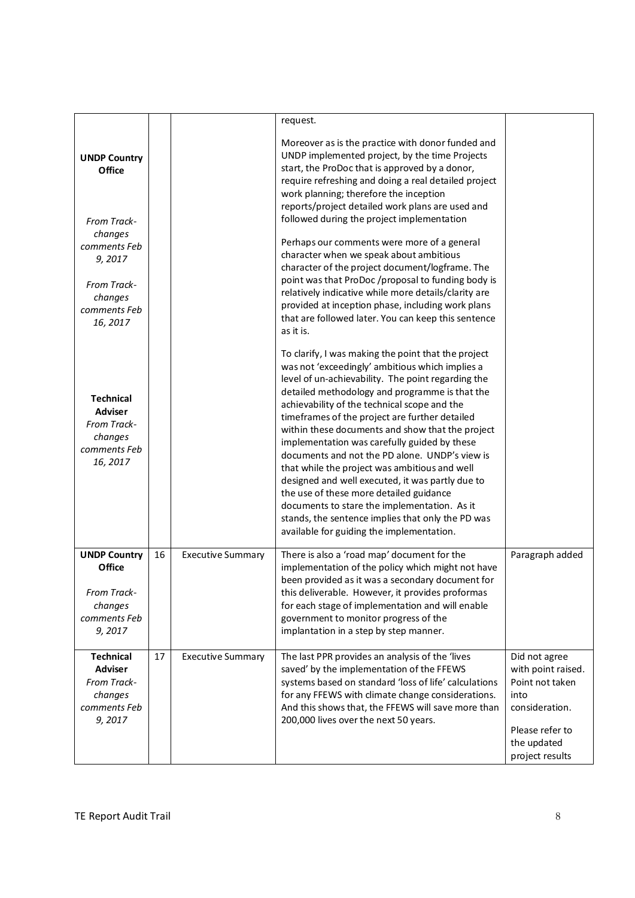| | | | | |
|---|---|---|---|---|
| **UNDP Country Office**<br><br>*From Track-changes comments Feb 9, 2017*<br><br>*From Track-changes comments Feb 16, 2017*<br><br>**Technical Adviser**<br>*From Track-changes comments Feb 16, 2017* | | | request.<br><br>Moreover as is the practice with donor funded and UNDP implemented project, by the time Projects start, the ProDoc that is approved by a donor, require refreshing and doing a real detailed project work planning; therefore the inception reports/project detailed work plans are used and followed during the project implementation<br><br>Perhaps our comments were more of a general character when we speak about ambitious character of the project document/logframe. The point was that ProDoc /proposal to funding body is relatively indicative while more details/clarity are provided at inception phase, including work plans that are followed later. You can keep this sentence as it is.<br><br>To clarify, I was making the point that the project was not 'exceedingly' ambitious which implies a level of un-achievability. The point regarding the detailed methodology and programme is that the achievability of the technical scope and the timeframes of the project are further detailed within these documents and show that the project implementation was carefully guided by these documents and not the PD alone. UNDP's view is that while the project was ambitious and well designed and well executed, it was partly due to the use of these more detailed guidance documents to stare the implementation. As it stands, the sentence implies that only the PD was available for guiding the implementation. | |
| **UNDP Country Office**<br><br>*From Track-changes comments Feb 9, 2017* | 16 | Executive Summary | There is also a 'road map' document for the implementation of the policy which might not have been provided as it was a secondary document for this deliverable. However, it provides proformas for each stage of implementation and will enable government to monitor progress of the implantation in a step by step manner. | Paragraph added |
| **Technical Adviser**<br>*From Track-changes comments Feb 9, 2017* | 17 | Executive Summary | The last PPR provides an analysis of the 'lives saved' by the implementation of the FFEWS systems based on standard 'loss of life' calculations for any FFEWS with climate change considerations. And this shows that, the FFEWS will save more than 200,000 lives over the next 50 years. | Did not agree with point raised. Point not taken into consideration.<br><br>Please refer to the updated project results |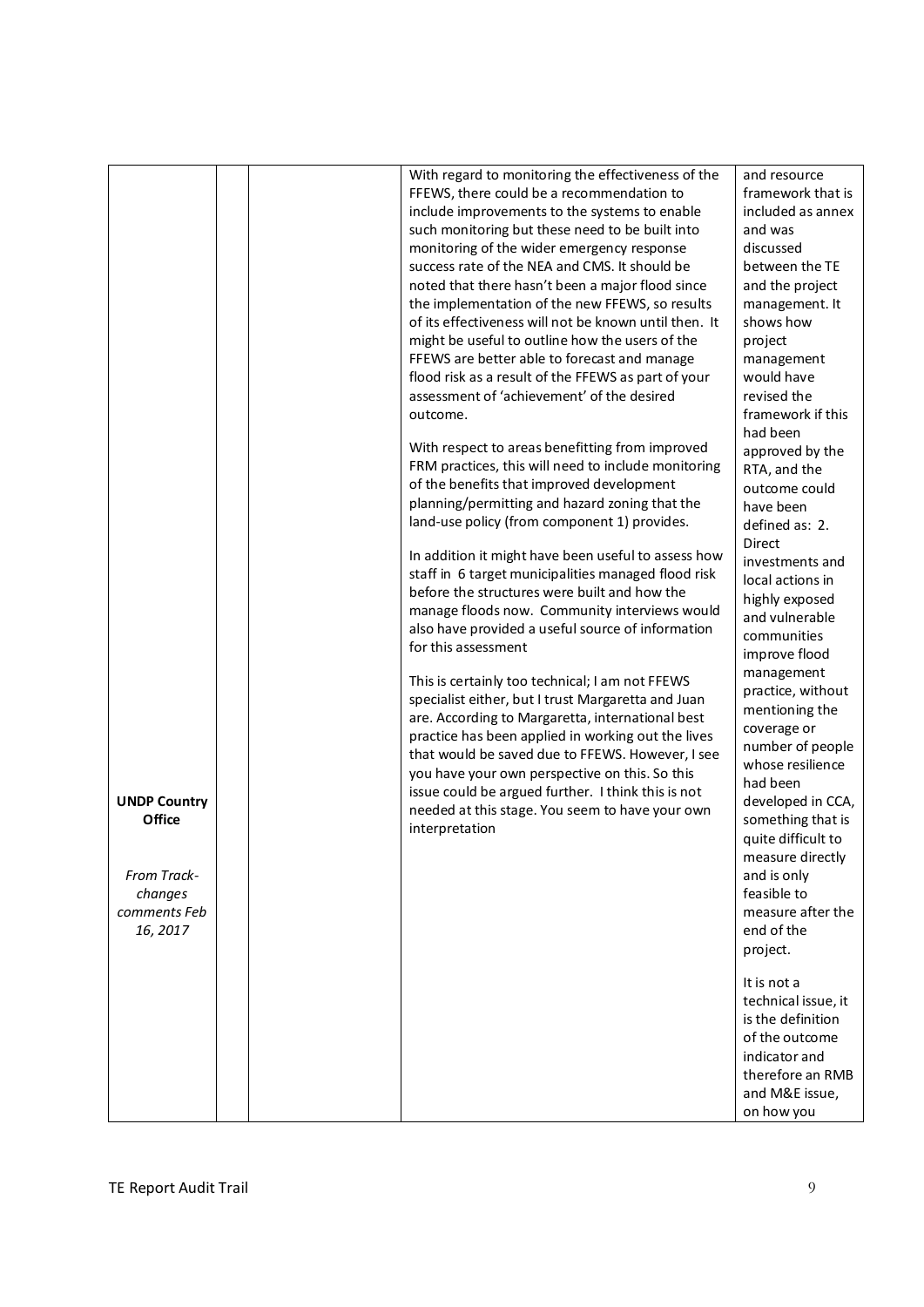| | | | | |
|---|---|---|---|---|
| **UNDP Country Office**<br><br>*From Track-changes comments Feb 16, 2017* | | | With regard to monitoring the effectiveness of the FFEWS, there could be a recommendation to include improvements to the systems to enable such monitoring but these need to be built into monitoring of the wider emergency response success rate of the NEA and CMS. It should be noted that there hasn't been a major flood since the implementation of the new FFEWS, so results of its effectiveness will not be known until then. It might be useful to outline how the users of the FFEWS are better able to forecast and manage flood risk as a result of the FFEWS as part of your assessment of 'achievement' of the desired outcome.<br><br>With respect to areas benefitting from improved FRM practices, this will need to include monitoring of the benefits that improved development planning/permitting and hazard zoning that the land-use policy (from component 1) provides.<br><br>In addition it might have been useful to assess how staff in 6 target municipalities managed flood risk before the structures were built and how the manage floods now. Community interviews would also have provided a useful source of information for this assessment<br><br>This is certainly too technical; I am not FFEWS specialist either, but I trust Margaretta and Juan are. According to Margaretta, international best practice has been applied in working out the lives that would be saved due to FFEWS. However, I see you have your own perspective on this. So this issue could be argued further. I think this is not needed at this stage. You seem to have your own interpretation | and resource framework that is included as annex and was discussed between the TE and the project management. It shows how project management would have revised the framework if this had been approved by the RTA, and the outcome could have been defined as: 2. Direct investments and local actions in highly exposed and vulnerable communities improve flood management practice, without mentioning the coverage or number of people whose resilience had been developed in CCA, something that is quite difficult to measure directly and is only feasible to measure after the end of the project.<br><br>It is not a technical issue, it is the definition of the outcome indicator and therefore an RMB and M&E issue, on how you |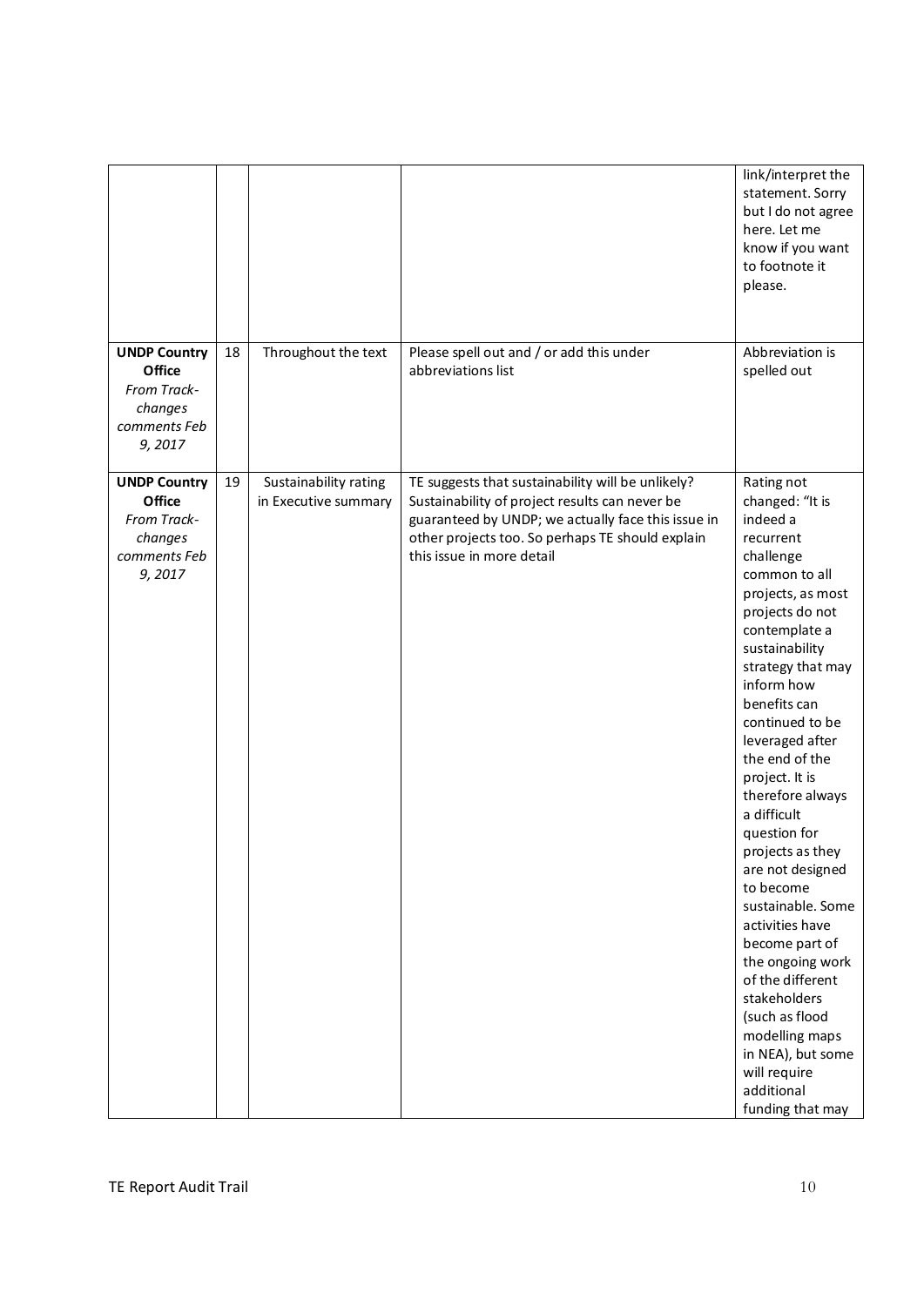| | | | | |
|---|---|---|---|---|
| | | | | link/interpret the statement. Sorry but I do not agree here. Let me know if you want to footnote it please. |
| **UNDP Country Office** *From Track-changes comments Feb 9, 2017* | 18 | Throughout the text | Please spell out and / or add this under abbreviations list | Abbreviation is spelled out |
| **UNDP Country Office** *From Track-changes comments Feb 9, 2017* | 19 | Sustainability rating in Executive summary | TE suggests that sustainability will be unlikely? Sustainability of project results can never be guaranteed by UNDP; we actually face this issue in other projects too. So perhaps TE should explain this issue in more detail | Rating not changed: "It is indeed a recurrent challenge common to all projects, as most projects do not contemplate a sustainability strategy that may inform how benefits can continued to be leveraged after the end of the project. It is therefore always a difficult question for projects as they are not designed to become sustainable. Some activities have become part of the ongoing work of the different stakeholders (such as flood modelling maps in NEA), but some will require additional funding that may |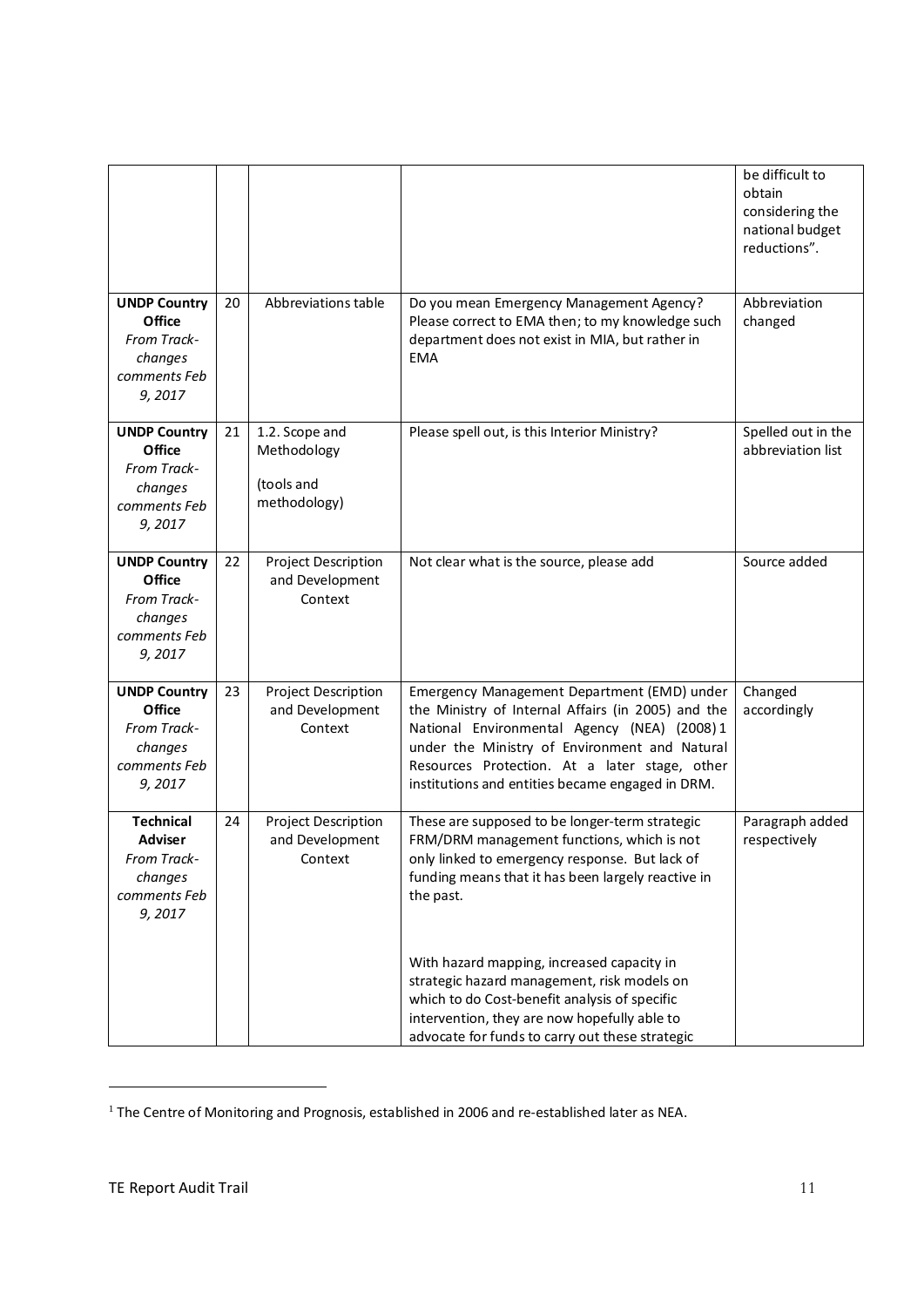|  |  |  |  | be difficult to obtain considering the national budget reductions". |
|---|---|---|---|---|
| **UNDP Country Office** *From Track-changes comments Feb 9, 2017* | 20 | Abbreviations table | Do you mean Emergency Management Agency? Please correct to EMA then; to my knowledge such department does not exist in MIA, but rather in EMA | Abbreviation changed |
| **UNDP Country Office** *From Track-changes comments Feb 9, 2017* | 21 | 1.2. Scope and Methodology (tools and methodology) | Please spell out, is this Interior Ministry? | Spelled out in the abbreviation list |
| **UNDP Country Office** *From Track-changes comments Feb 9, 2017* | 22 | Project Description and Development Context | Not clear what is the source, please add | Source added |
| **UNDP Country Office** *From Track-changes comments Feb 9, 2017* | 23 | Project Description and Development Context | Emergency Management Department (EMD) under the Ministry of Internal Affairs (in 2005) and the National Environmental Agency (NEA) (2008)[1] under the Ministry of Environment and Natural Resources Protection. At a later stage, other institutions and entities became engaged in DRM. | Changed accordingly |
| **Technical Adviser** *From Track-changes comments Feb 9, 2017* | 24 | Project Description and Development Context | These are supposed to be longer-term strategic FRM/DRM management functions, which is not only linked to emergency response. But lack of funding means that it has been largely reactive in the past.<br><br>With hazard mapping, increased capacity in strategic hazard management, risk models on which to do Cost-benefit analysis of specific intervention, they are now hopefully able to advocate for funds to carry out these strategic | Paragraph added respectively |

[1] The Centre of Monitoring and Prognosis, established in 2006 and re-established later as NEA.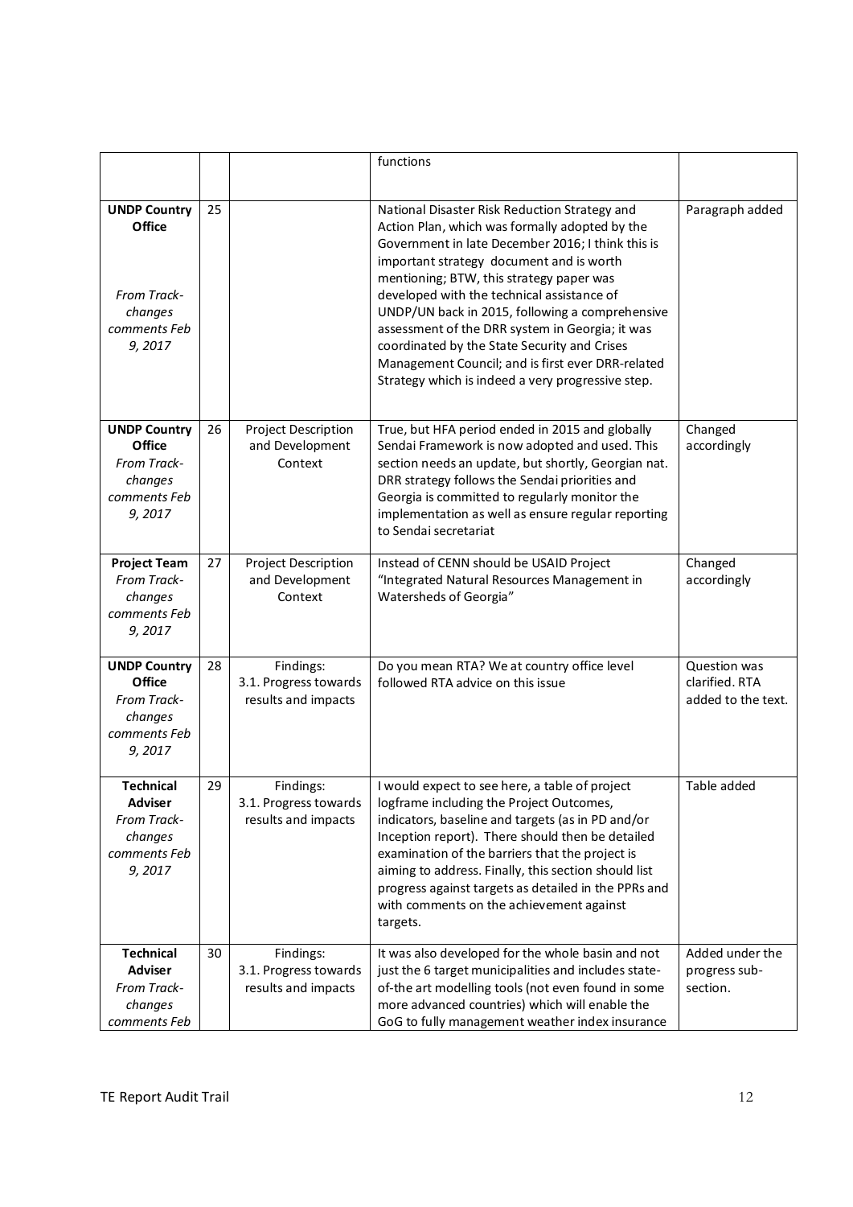| | | | functions | |
|---|---|---|---|---|
| **UNDP Country Office** *From Track-changes comments Feb 9, 2017* | 25 | | National Disaster Risk Reduction Strategy and Action Plan, which was formally adopted by the Government in late December 2016; I think this is important strategy document and is worth mentioning; BTW, this strategy paper was developed with the technical assistance of UNDP/UN back in 2015, following a comprehensive assessment of the DRR system in Georgia; it was coordinated by the State Security and Crises Management Council; and is first ever DRR-related Strategy which is indeed a very progressive step. | Paragraph added |
| **UNDP Country Office** *From Track-changes comments Feb 9, 2017* | 26 | Project Description and Development Context | True, but HFA period ended in 2015 and globally Sendai Framework is now adopted and used. This section needs an update, but shortly, Georgian nat. DRR strategy follows the Sendai priorities and Georgia is committed to regularly monitor the implementation as well as ensure regular reporting to Sendai secretariat | Changed accordingly |
| **Project Team** *From Track-changes comments Feb 9, 2017* | 27 | Project Description and Development Context | Instead of CENN should be USAID Project "Integrated Natural Resources Management in Watersheds of Georgia" | Changed accordingly |
| **UNDP Country Office** *From Track-changes comments Feb 9, 2017* | 28 | Findings: 3.1. Progress towards results and impacts | Do you mean RTA? We at country office level followed RTA advice on this issue | Question was clarified. RTA added to the text. |
| **Technical Adviser** *From Track-changes comments Feb 9, 2017* | 29 | Findings: 3.1. Progress towards results and impacts | I would expect to see here, a table of project logframe including the Project Outcomes, indicators, baseline and targets (as in PD and/or Inception report). There should then be detailed examination of the barriers that the project is aiming to address. Finally, this section should list progress against targets as detailed in the PPRs and with comments on the achievement against targets. | Table added |
| **Technical Adviser** *From Track-changes comments Feb* | 30 | Findings: 3.1. Progress towards results and impacts | It was also developed for the whole basin and not just the 6 target municipalities and includes state-of-the art modelling tools (not even found in some more advanced countries) which will enable the GoG to fully management weather index insurance | Added under the progress sub-section. |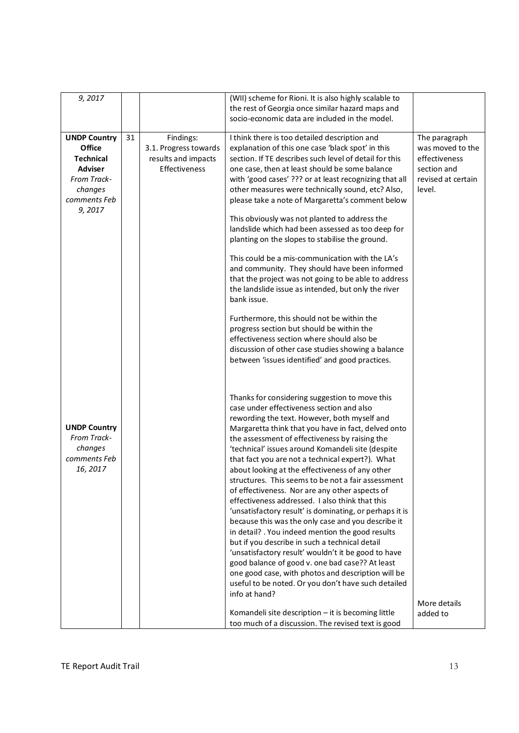| | | | | |
|---|---|---|---|---|
| *9, 2017* | | | (WII) scheme for Rioni. It is also highly scalable to the rest of Georgia once similar hazard maps and socio-economic data are included in the model. | |
| **UNDP Country Office Technical Adviser** *From Track-changes comments Feb 9, 2017* | 31 | Findings: 3.1. Progress towards results and impacts Effectiveness | I think there is too detailed description and explanation of this one case 'black spot' in this section. If TE describes such level of detail for this one case, then at least should be some balance with 'good cases' ??? or at least recognizing that all other measures were technically sound, etc? Also, please take a note of Margaretta's comment below<br><br>This obviously was not planted to address the landslide which had been assessed as too deep for planting on the slopes to stabilise the ground.<br><br>This could be a mis-communication with the LA's and community. They should have been informed that the project was not going to be able to address the landslide issue as intended, but only the river bank issue.<br><br>Furthermore, this should not be within the progress section but should be within the effectiveness section where should also be discussion of other case studies showing a balance between 'issues identified' and good practices. | The paragraph was moved to the effectiveness section and revised at certain level. |
| **UNDP Country** *From Track-changes comments Feb 16, 2017* | | | Thanks for considering suggestion to move this case under effectiveness section and also rewording the text. However, both myself and Margaretta think that you have in fact, delved onto the assessment of effectiveness by raising the 'technical' issues around Komandeli site (despite that fact you are not a technical expert?). What about looking at the effectiveness of any other structures. This seems to be not a fair assessment of effectiveness. Nor are any other aspects of effectiveness addressed. I also think that this 'unsatisfactory result' is dominating, or perhaps it is because this was the only case and you describe it in detail? . You indeed mention the good results but if you describe in such a technical detail 'unsatisfactory result' wouldn't it be good to have good balance of good v. one bad case?? At least one good case, with photos and description will be useful to be noted. Or you don't have such detailed info at hand?<br><br>Komandeli site description – it is becoming little too much of a discussion. The revised text is good | More details added to |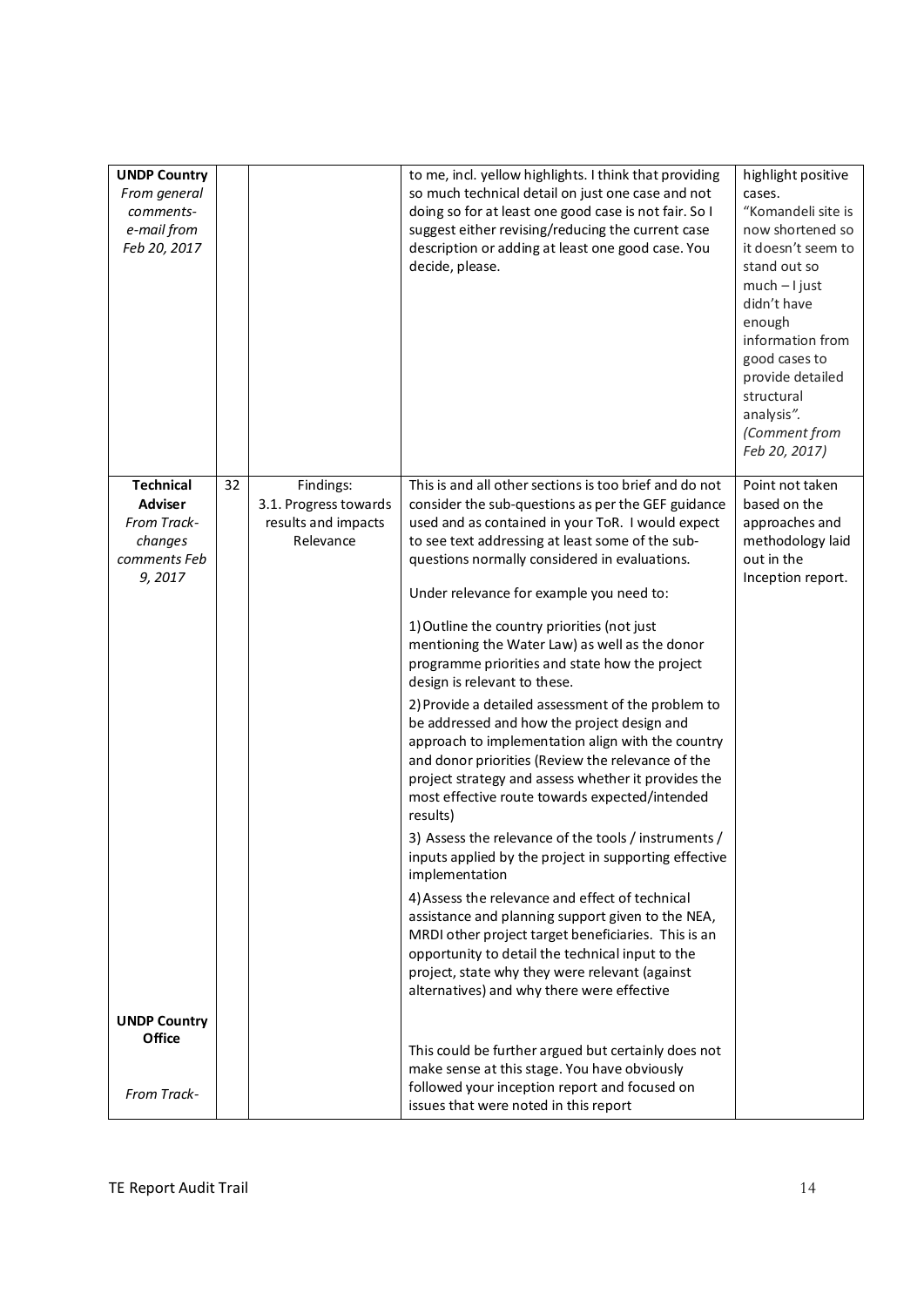| | | | | |
|---|---|---|---|---|
| **UNDP Country** *From general comments- e-mail from Feb 20, 2017* | | | to me, incl. yellow highlights. I think that providing so much technical detail on just one case and not doing so for at least one good case is not fair. So I suggest either revising/reducing the current case description or adding at least one good case. You decide, please. | highlight positive cases. "Komandeli site is now shortened so it doesn't seem to stand out so much – I just didn't have enough information from good cases to provide detailed structural analysis". *(Comment from Feb 20, 2017)* |
| **Technical Adviser** *From Track-changes comments Feb 9, 2017* | 32 | Findings: 3.1. Progress towards results and impacts Relevance | This is and all other sections is too brief and do not consider the sub-questions as per the GEF guidance used and as contained in your ToR. I would expect to see text addressing at least some of the sub-questions normally considered in evaluations.<br><br>Under relevance for example you need to:<br><br>1) Outline the country priorities (not just mentioning the Water Law) as well as the donor programme priorities and state how the project design is relevant to these.<br><br>2) Provide a detailed assessment of the problem to be addressed and how the project design and approach to implementation align with the country and donor priorities (Review the relevance of the project strategy and assess whether it provides the most effective route towards expected/intended results)<br><br>3) Assess the relevance of the tools / instruments / inputs applied by the project in supporting effective implementation<br><br>4) Assess the relevance and effect of technical assistance and planning support given to the NEA, MRDI other project target beneficiaries. This is an opportunity to detail the technical input to the project, state why they were relevant (against alternatives) and why there were effective | Point not taken based on the approaches and methodology laid out in the Inception report. |
| **UNDP Country Office** *From Track-* | | | This could be further argued but certainly does not make sense at this stage. You have obviously followed your inception report and focused on issues that were noted in this report | |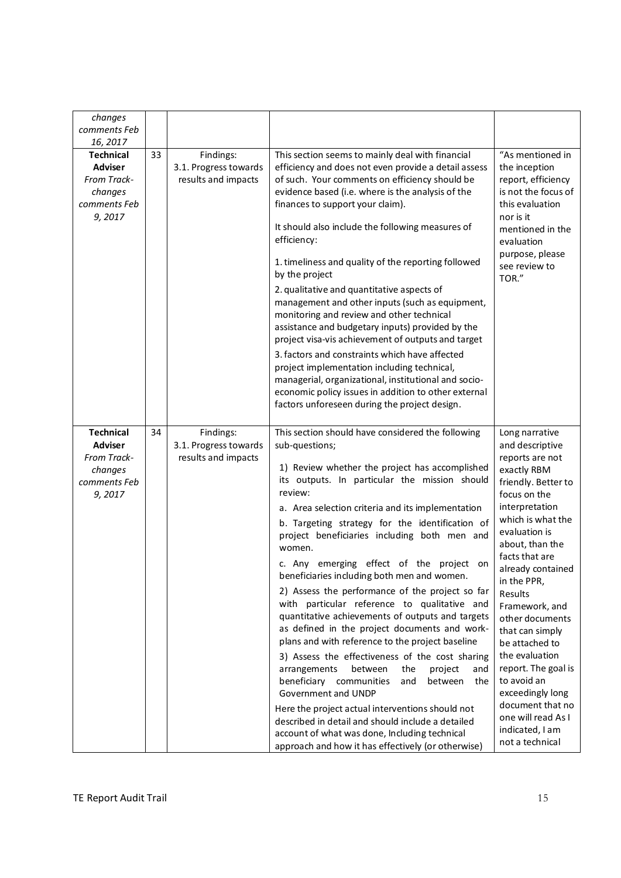| | | | | |
|---|---|---|---|---|
| *changes comments Feb 16, 2017* | | | | |
| **Technical Adviser** *From Track-changes comments Feb 9, 2017* | 33 | Findings: 3.1. Progress towards results and impacts | This section seems to mainly deal with financial efficiency and does not even provide a detail assess of such. Your comments on efficiency should be evidence based (i.e. where is the analysis of the finances to support your claim).<br><br>It should also include the following measures of efficiency:<br><br>1. timeliness and quality of the reporting followed by the project<br>2. qualitative and quantitative aspects of management and other inputs (such as equipment, monitoring and review and other technical assistance and budgetary inputs) provided by the project visa-vis achievement of outputs and target<br>3. factors and constraints which have affected project implementation including technical, managerial, organizational, institutional and socio-economic policy issues in addition to other external factors unforeseen during the project design. | "As mentioned in the inception report, efficiency is not the focus of this evaluation nor is it mentioned in the evaluation purpose, please see review to TOR." |
| **Technical Adviser** *From Track-changes comments Feb 9, 2017* | 34 | Findings: 3.1. Progress towards results and impacts | This section should have considered the following sub-questions;<br><br>1) Review whether the project has accomplished its outputs. In particular the mission should review:<br>a. Area selection criteria and its implementation<br>b. Targeting strategy for the identification of project beneficiaries including both men and women.<br>c. Any emerging effect of the project on beneficiaries including both men and women.<br>2) Assess the performance of the project so far with particular reference to qualitative and quantitative achievements of outputs and targets as defined in the project documents and work-plans and with reference to the project baseline<br>3) Assess the effectiveness of the cost sharing arrangements between the project and beneficiary communities and between the Government and UNDP<br><br>Here the project actual interventions should not described in detail and should include a detailed account of what was done, Including technical approach and how it has effectively (or otherwise) | Long narrative and descriptive reports are not exactly RBM friendly. Better to focus on the interpretation which is what the evaluation is about, than the facts that are already contained in the PPR, Results Framework, and other documents that can simply be attached to the evaluation report. The goal is to avoid an exceedingly long document that no one will read As I indicated, I am not a technical |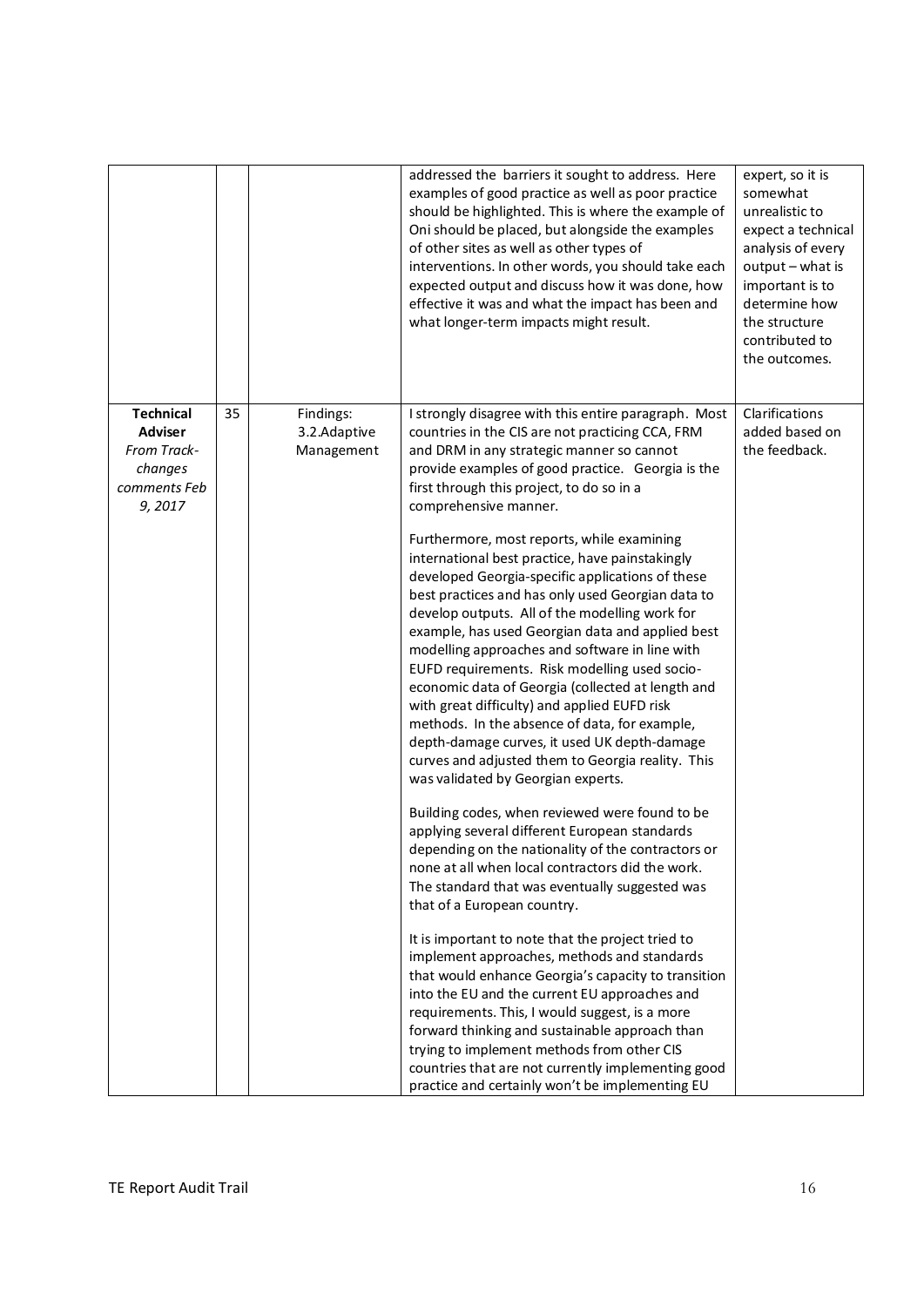| | | | | |
|---|---|---|---|---|
| | | | addressed the barriers it sought to address. Here examples of good practice as well as poor practice should be highlighted. This is where the example of Oni should be placed, but alongside the examples of other sites as well as other types of interventions. In other words, you should take each expected output and discuss how it was done, how effective it was and what the impact has been and what longer-term impacts might result. | expert, so it is somewhat unrealistic to expect a technical analysis of every output – what is important is to determine how the structure contributed to the outcomes. |
| **Technical Adviser** *From Track-changes comments Feb 9, 2017* | 35 | Findings: 3.2.Adaptive Management | I strongly disagree with this entire paragraph. Most countries in the CIS are not practicing CCA, FRM and DRM in any strategic manner so cannot provide examples of good practice. Georgia is the first through this project, to do so in a comprehensive manner.<br><br>Furthermore, most reports, while examining international best practice, have painstakingly developed Georgia-specific applications of these best practices and has only used Georgian data to develop outputs. All of the modelling work for example, has used Georgian data and applied best modelling approaches and software in line with EUFD requirements. Risk modelling used socio-economic data of Georgia (collected at length and with great difficulty) and applied EUFD risk methods. In the absence of data, for example, depth-damage curves, it used UK depth-damage curves and adjusted them to Georgia reality. This was validated by Georgian experts.<br><br>Building codes, when reviewed were found to be applying several different European standards depending on the nationality of the contractors or none at all when local contractors did the work. The standard that was eventually suggested was that of a European country.<br><br>It is important to note that the project tried to implement approaches, methods and standards that would enhance Georgia's capacity to transition into the EU and the current EU approaches and requirements. This, I would suggest, is a more forward thinking and sustainable approach than trying to implement methods from other CIS countries that are not currently implementing good practice and certainly won't be implementing EU | Clarifications added based on the feedback. |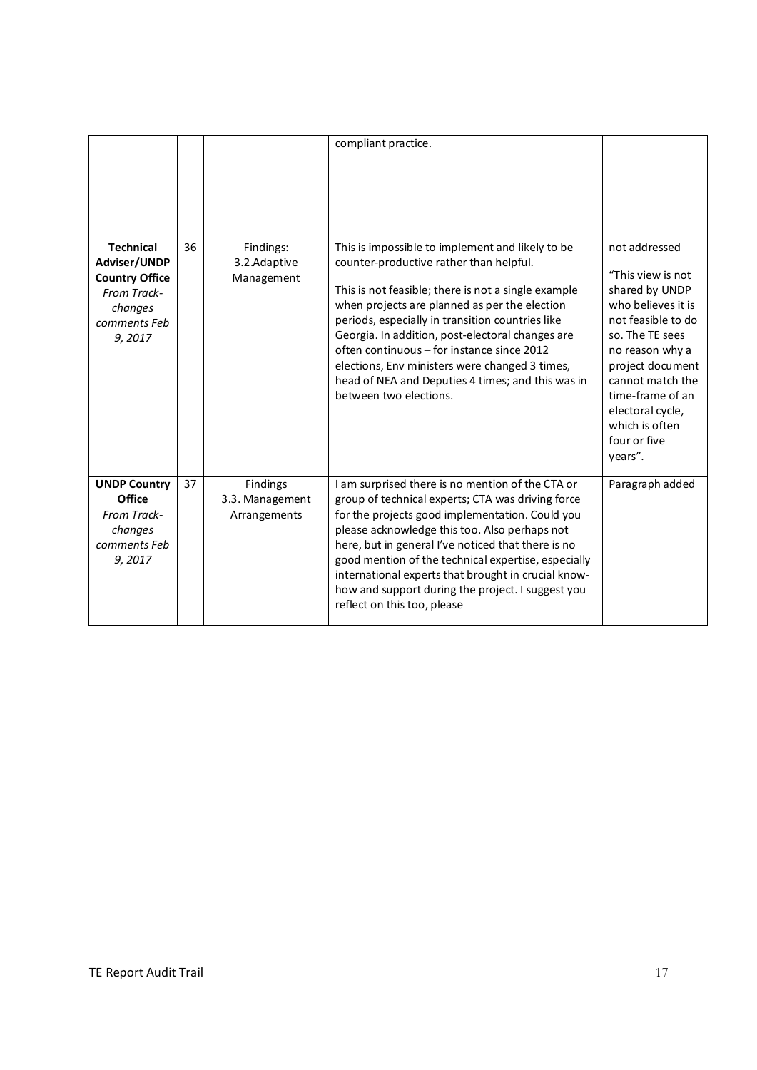| | | | | |
|---|---|---|---|---|
| | | | compliant practice. | |
| **Technical Adviser/UNDP Country Office** *From Track-changes comments Feb 9, 2017* | 36 | Findings: 3.2.Adaptive Management | This is impossible to implement and likely to be counter-productive rather than helpful.<br><br>This is not feasible; there is not a single example when projects are planned as per the election periods, especially in transition countries like Georgia. In addition, post-electoral changes are often continuous – for instance since 2012 elections, Env ministers were changed 3 times, head of NEA and Deputies 4 times; and this was in between two elections. | not addressed<br><br>"This view is not shared by UNDP who believes it is not feasible to do so. The TE sees no reason why a project document cannot match the time-frame of an electoral cycle, which is often four or five years". |
| **UNDP Country Office** *From Track-changes comments Feb 9, 2017* | 37 | Findings 3.3. Management Arrangements | I am surprised there is no mention of the CTA or group of technical experts; CTA was driving force for the projects good implementation. Could you please acknowledge this too. Also perhaps not here, but in general I've noticed that there is no good mention of the technical expertise, especially international experts that brought in crucial know-how and support during the project. I suggest you reflect on this too, please | Paragraph added |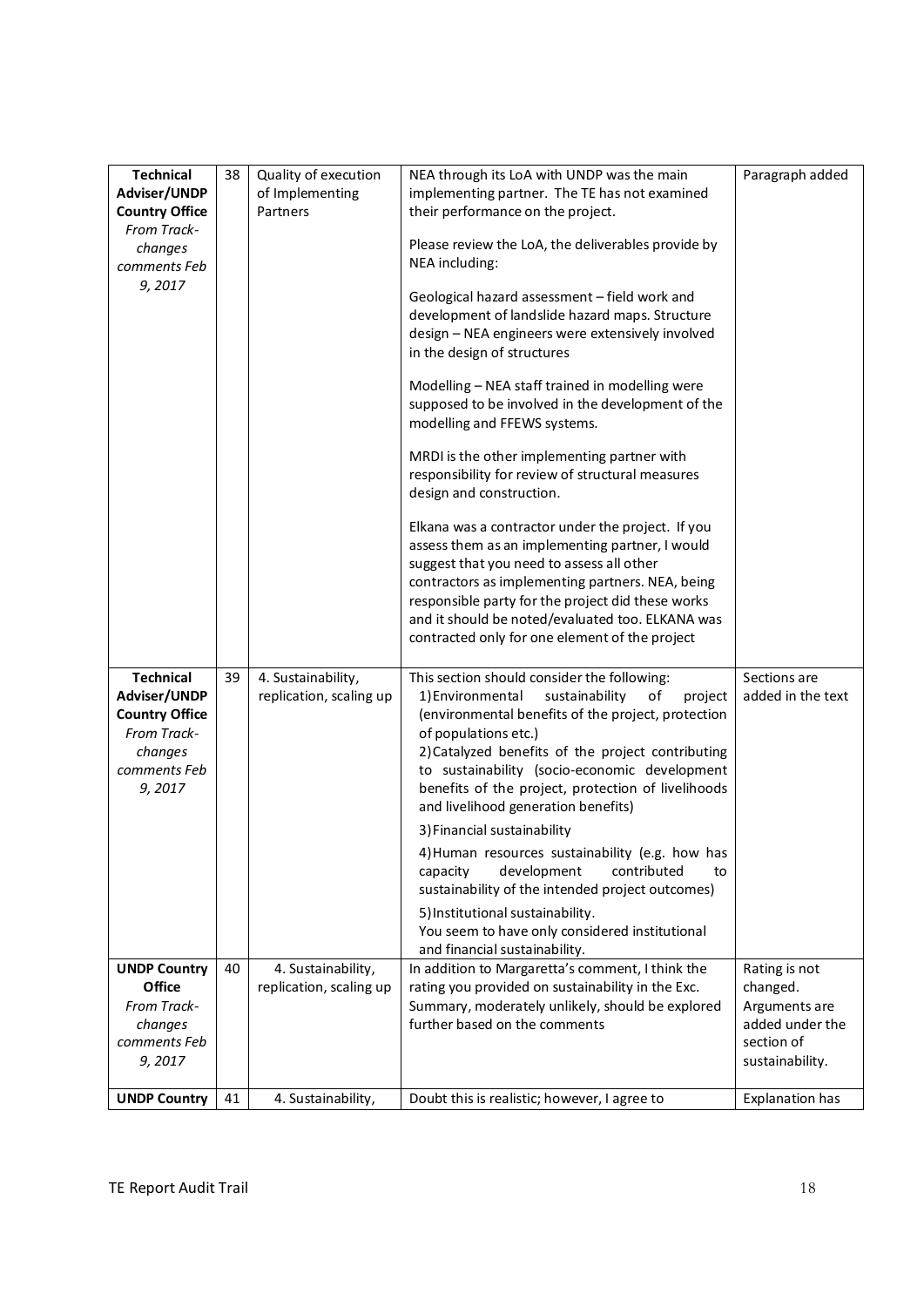| **Technical Adviser/UNDP Country Office** *From Track-changes comments Feb 9, 2017* | 38 | Quality of execution of Implementing Partners | NEA through its LoA with UNDP was the main implementing partner. The TE has not examined their performance on the project.<br><br>Please review the LoA, the deliverables provide by NEA including:<br><br>Geological hazard assessment – field work and development of landslide hazard maps. Structure design – NEA engineers were extensively involved in the design of structures<br><br>Modelling – NEA staff trained in modelling were supposed to be involved in the development of the modelling and FFEWS systems.<br><br>MRDI is the other implementing partner with responsibility for review of structural measures design and construction.<br><br>Elkana was a contractor under the project. If you assess them as an implementing partner, I would suggest that you need to assess all other contractors as implementing partners. NEA, being responsible party for the project did these works and it should be noted/evaluated too. ELKANA was contracted only for one element of the project | Paragraph added |
|---|---|---|---|---|
| **Technical Adviser/UNDP Country Office** *From Track-changes comments Feb 9, 2017* | 39 | 4. Sustainability, replication, scaling up | This section should consider the following:<br>1) Environmental sustainability of project (environmental benefits of the project, protection of populations etc.)<br>2) Catalyzed benefits of the project contributing to sustainability (socio-economic development benefits of the project, protection of livelihoods and livelihood generation benefits)<br>3) Financial sustainability<br>4) Human resources sustainability (e.g. how has capacity development contributed to sustainability of the intended project outcomes)<br>5) Institutional sustainability.<br>You seem to have only considered institutional and financial sustainability. | Sections are added in the text |
| **UNDP Country Office** *From Track-changes comments Feb 9, 2017* | 40 | 4. Sustainability, replication, scaling up | In addition to Margaretta's comment, I think the rating you provided on sustainability in the Exc. Summary, moderately unlikely, should be explored further based on the comments | Rating is not changed. Arguments are added under the section of sustainability. |
| **UNDP Country** | 41 | 4. Sustainability, | Doubt this is realistic; however, I agree to | Explanation has |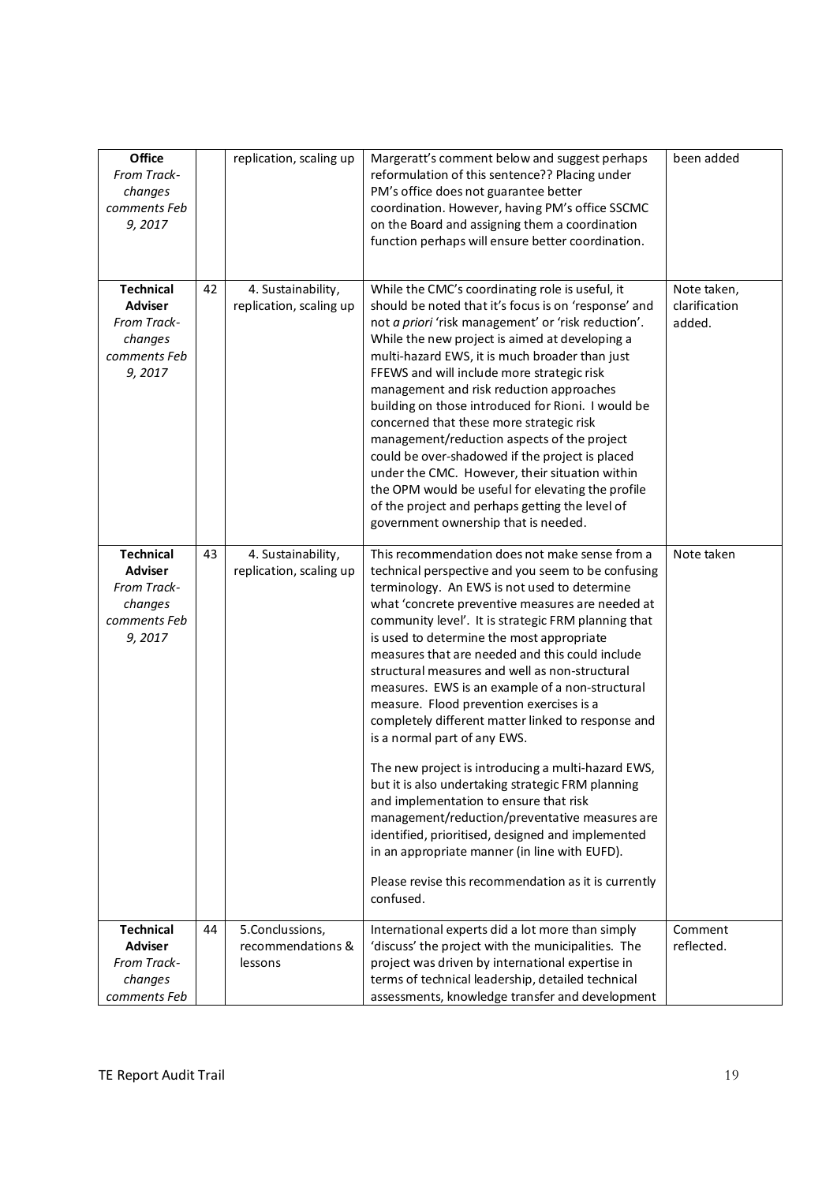| | | | | |
|---|---|---|---|---|
| **Office** *From Track-changes comments Feb 9, 2017* | | replication, scaling up | Margeratt's comment below and suggest perhaps reformulation of this sentence?? Placing under PM's office does not guarantee better coordination. However, having PM's office SSCMC on the Board and assigning them a coordination function perhaps will ensure better coordination. | been added |
| **Technical Adviser** *From Track-changes comments Feb 9, 2017* | 42 | 4. Sustainability, replication, scaling up | While the CMC's coordinating role is useful, it should be noted that it's focus is on 'response' and not *a priori* 'risk management' or 'risk reduction'. While the new project is aimed at developing a multi-hazard EWS, it is much broader than just FFEWS and will include more strategic risk management and risk reduction approaches building on those introduced for Rioni. I would be concerned that these more strategic risk management/reduction aspects of the project could be over-shadowed if the project is placed under the CMC. However, their situation within the OPM would be useful for elevating the profile of the project and perhaps getting the level of government ownership that is needed. | Note taken, clarification added. |
| **Technical Adviser** *From Track-changes comments Feb 9, 2017* | 43 | 4. Sustainability, replication, scaling up | This recommendation does not make sense from a technical perspective and you seem to be confusing terminology. An EWS is not used to determine what 'concrete preventive measures are needed at community level'. It is strategic FRM planning that is used to determine the most appropriate measures that are needed and this could include structural measures and well as non-structural measures. EWS is an example of a non-structural measure. Flood prevention exercises is a completely different matter linked to response and is a normal part of any EWS.<br><br>The new project is introducing a multi-hazard EWS, but it is also undertaking strategic FRM planning and implementation to ensure that risk management/reduction/preventative measures are identified, prioritised, designed and implemented in an appropriate manner (in line with EUFD).<br><br>Please revise this recommendation as it is currently confused. | Note taken |
| **Technical Adviser** *From Track-changes comments Feb* | 44 | 5.Conclussions, recommendations & lessons | International experts did a lot more than simply 'discuss' the project with the municipalities. The project was driven by international expertise in terms of technical leadership, detailed technical assessments, knowledge transfer and development | Comment reflected. |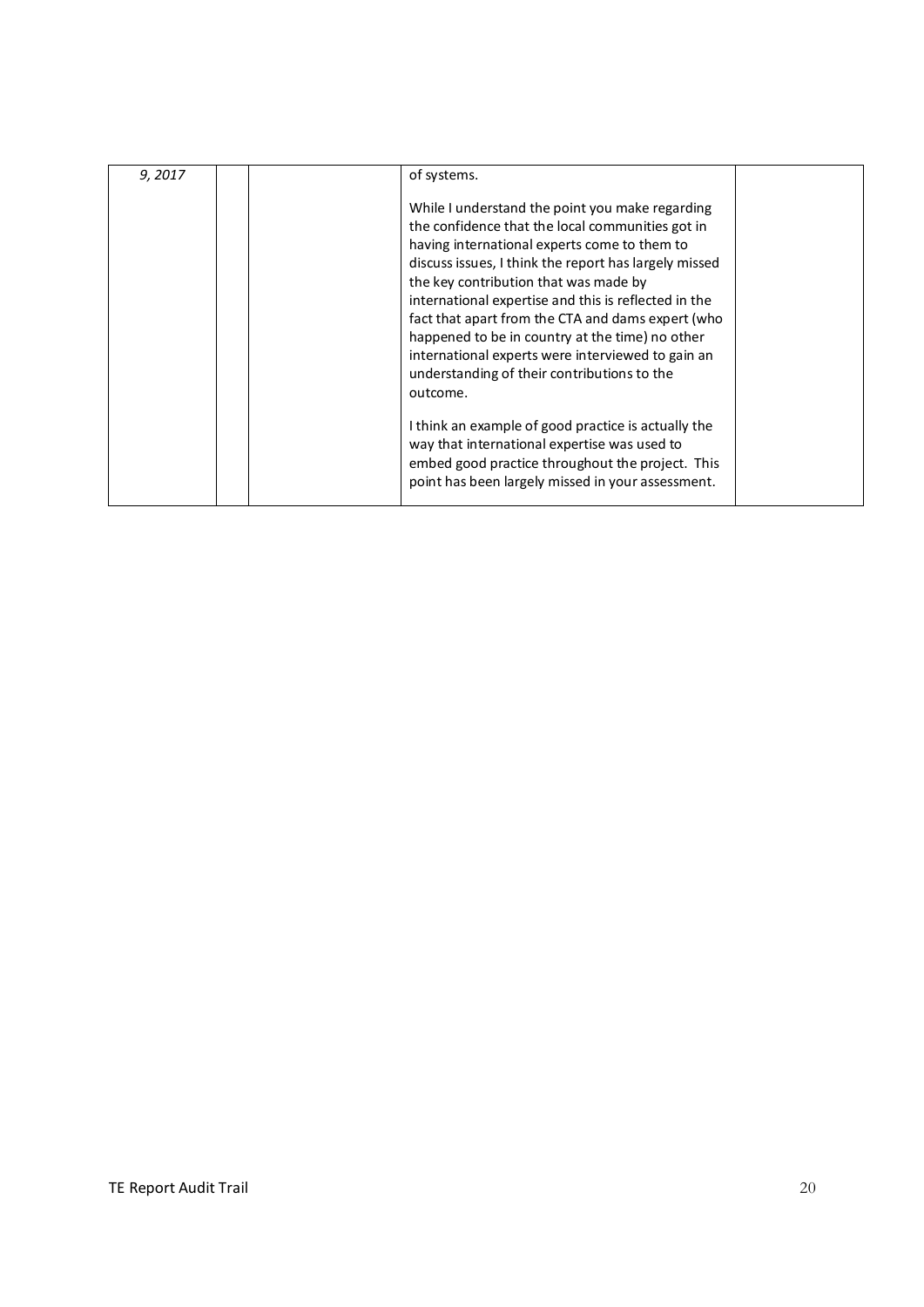| | | | | |
|---|---|---|---|---|
| *9, 2017* | | | of systems.<br><br>While I understand the point you make regarding the confidence that the local communities got in having international experts come to them to discuss issues, I think the report has largely missed the key contribution that was made by international expertise and this is reflected in the fact that apart from the CTA and dams expert (who happened to be in country at the time) no other international experts were interviewed to gain an understanding of their contributions to the outcome.<br><br>I think an example of good practice is actually the way that international expertise was used to embed good practice throughout the project. This point has been largely missed in your assessment. | |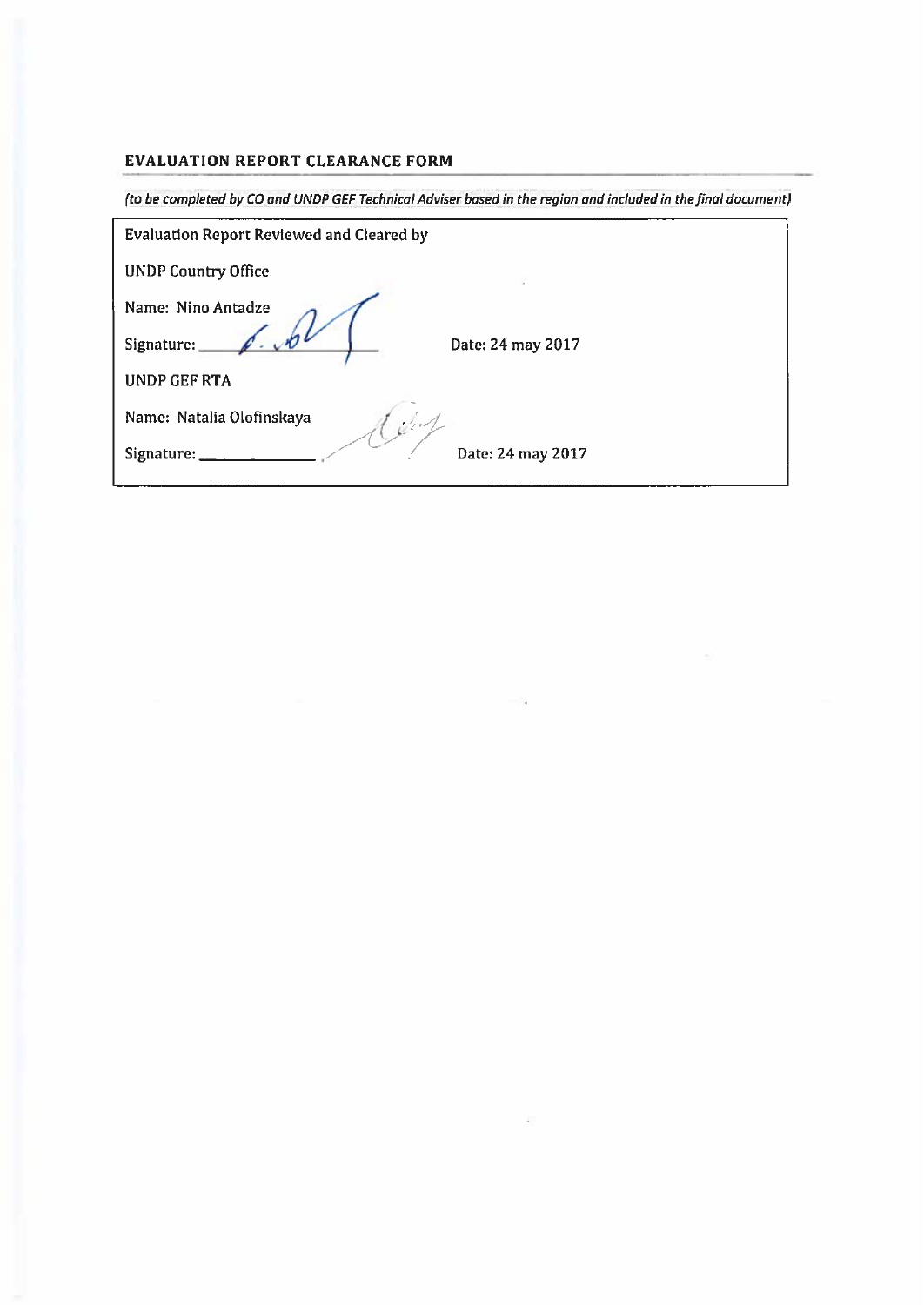## EVALUATION REPORT CLEARANCE FORM

*(to be completed by CO and UNDP GEF Technical Adviser based in the region and included in the final document)*

Evaluation Report Reviewed and Cleared by

UNDP Country Office

Name: Nino Antadze

Signature: ______________ Date: 24 may 2017

UNDP GEF RTA

Name: Natalia Olofinskaya

Signature: ______________ Date: 24 may 2017